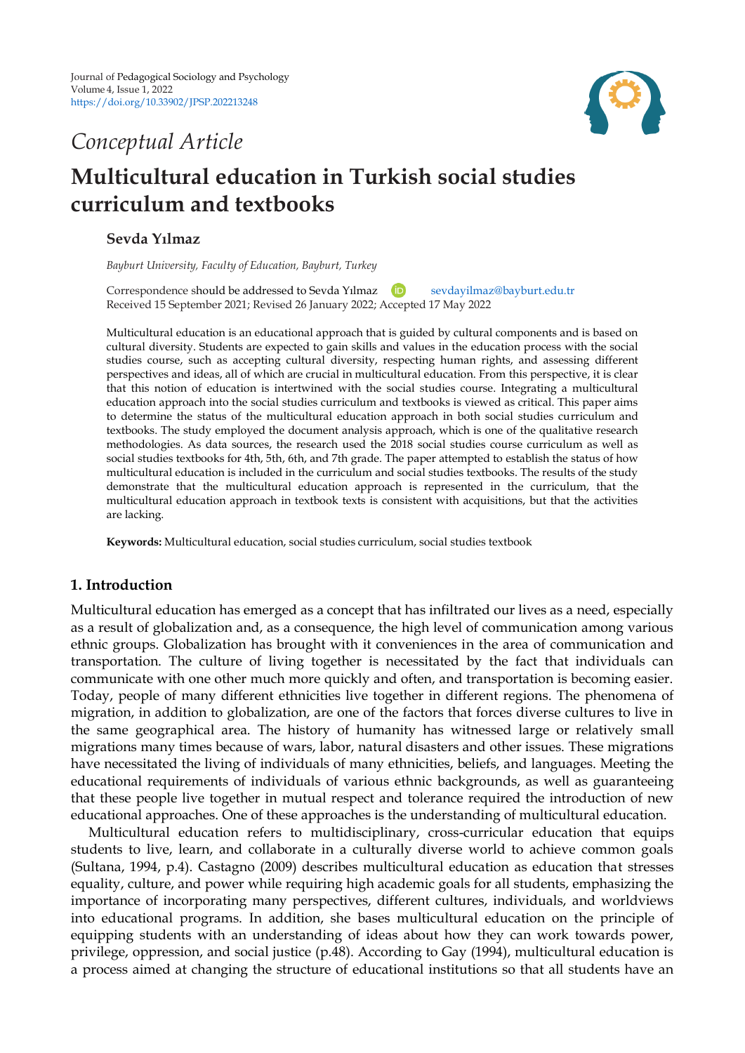Journal of Pedagogical Sociology and Psychology
Volume 4, Issue 1, 2022
https://doi.org/10.33902/JPSP.202213248

*Conceptual Article*

# Multicultural education in Turkish social studies curriculum and textbooks

**Sevda Yılmaz**

*Bayburt University, Faculty of Education, Bayburt, Turkey*

Correspondence should be addressed to Sevda Yılmaz sevdayilmaz@bayburt.edu.tr
Received 15 September 2021; Revised 26 January 2022; Accepted 17 May 2022

Multicultural education is an educational approach that is guided by cultural components and is based on cultural diversity. Students are expected to gain skills and values in the education process with the social studies course, such as accepting cultural diversity, respecting human rights, and assessing different perspectives and ideas, all of which are crucial in multicultural education. From this perspective, it is clear that this notion of education is intertwined with the social studies course. Integrating a multicultural education approach into the social studies curriculum and textbooks is viewed as critical. This paper aims to determine the status of the multicultural education approach in both social studies curriculum and textbooks. The study employed the document analysis approach, which is one of the qualitative research methodologies. As data sources, the research used the 2018 social studies course curriculum as well as social studies textbooks for 4th, 5th, 6th, and 7th grade. The paper attempted to establish the status of how multicultural education is included in the curriculum and social studies textbooks. The results of the study demonstrate that the multicultural education approach is represented in the curriculum, that the multicultural education approach in textbook texts is consistent with acquisitions, but that the activities are lacking.

**Keywords:** Multicultural education, social studies curriculum, social studies textbook

## 1. Introduction

Multicultural education has emerged as a concept that has infiltrated our lives as a need, especially as a result of globalization and, as a consequence, the high level of communication among various ethnic groups. Globalization has brought with it conveniences in the area of communication and transportation. The culture of living together is necessitated by the fact that individuals can communicate with one other much more quickly and often, and transportation is becoming easier. Today, people of many different ethnicities live together in different regions. The phenomena of migration, in addition to globalization, are one of the factors that forces diverse cultures to live in the same geographical area. The history of humanity has witnessed large or relatively small migrations many times because of wars, labor, natural disasters and other issues. These migrations have necessitated the living of individuals of many ethnicities, beliefs, and languages. Meeting the educational requirements of individuals of various ethnic backgrounds, as well as guaranteeing that these people live together in mutual respect and tolerance required the introduction of new educational approaches. One of these approaches is the understanding of multicultural education.

Multicultural education refers to multidisciplinary, cross-curricular education that equips students to live, learn, and collaborate in a culturally diverse world to achieve common goals (Sultana, 1994, p.4). Castagno (2009) describes multicultural education as education that stresses equality, culture, and power while requiring high academic goals for all students, emphasizing the importance of incorporating many perspectives, different cultures, individuals, and worldviews into educational programs. In addition, she bases multicultural education on the principle of equipping students with an understanding of ideas about how they can work towards power, privilege, oppression, and social justice (p.48). According to Gay (1994), multicultural education is a process aimed at changing the structure of educational institutions so that all students have an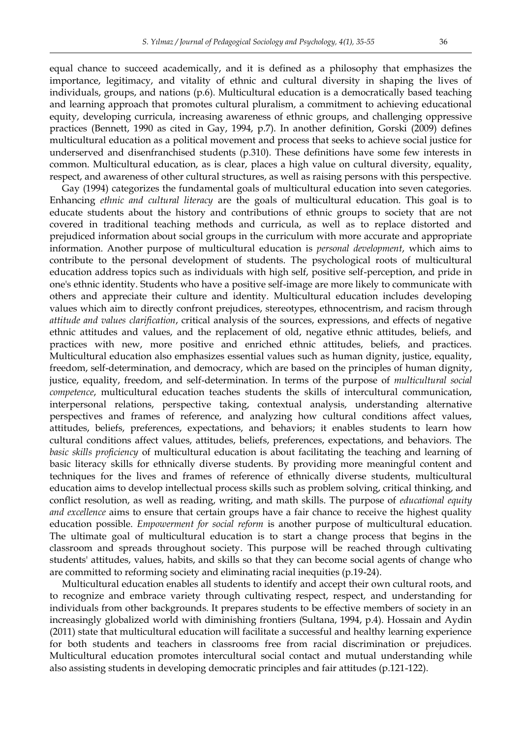equal chance to succeed academically, and it is defined as a philosophy that emphasizes the importance, legitimacy, and vitality of ethnic and cultural diversity in shaping the lives of individuals, groups, and nations (p.6). Multicultural education is a democratically based teaching and learning approach that promotes cultural pluralism, a commitment to achieving educational equity, developing curricula, increasing awareness of ethnic groups, and challenging oppressive practices (Bennett, 1990 as cited in Gay, 1994, p.7). In another definition, Gorski (2009) defines multicultural education as a political movement and process that seeks to achieve social justice for underserved and disenfranchised students (p.310). These definitions have some few interests in common. Multicultural education, as is clear, places a high value on cultural diversity, equality, respect, and awareness of other cultural structures, as well as raising persons with this perspective.

Gay (1994) categorizes the fundamental goals of multicultural education into seven categories. Enhancing *ethnic and cultural literacy* are the goals of multicultural education. This goal is to educate students about the history and contributions of ethnic groups to society that are not covered in traditional teaching methods and the curricula, as well as to replace distorted and prejudiced information about social groups in the curriculum with more accurate and appropriate information. Another purpose of multicultural education is *personal development*, which aims to contribute to the personal development of students. The psychological roots of multicultural education address topics such as individuals with high self, positive self-perception, and pride in one's ethnic identity. Students who have a positive self-image are more likely to communicate with others and appreciate their culture and identity. Multicultural education includes developing values which aim to directly confront prejudices, stereotypes, ethnocentrism, and racism through *attitude and values clarification*, critical analysis of the sources, expressions, and effects of negative ethnic attitudes and values, and the replacement of old, negative ethnic attitudes, beliefs, and practices with new, more positive and enriched ethnic attitudes, beliefs, and practices. Multicultural education also emphasizes essential values such as human dignity, justice, equality, freedom, self-determination, and democracy, which are based on the principles of human dignity, justice, equality, freedom, and self-determination. In terms of the purpose of *multicultural social competence*, multicultural education teaches students the skills of intercultural communication, interpersonal relations, perspective taking, contextual analysis, understanding alternative perspectives and frames of reference, and analyzing how cultural conditions affect values, attitudes, beliefs, preferences, expectations, and behaviors; it enables students to learn how cultural conditions affect values, attitudes, beliefs, preferences, expectations, and behaviors. The *basic skills proficiency* of multicultural education is about facilitating the teaching and learning of basic literacy skills for ethnically diverse students. By providing more meaningful content and techniques for the lives and frames of reference of ethnically diverse students, multicultural education aims to develop intellectual process skills such as problem solving, critical thinking, and conflict resolution, as well as reading, writing, and math skills. The purpose of *educational equity and excellence* aims to ensure that certain groups have a fair chance to receive the highest quality education possible. *Empowerment for social reform* is another purpose of multicultural education. The ultimate goal of multicultural education is to start a change process that begins in the classroom and spreads throughout society. This purpose will be reached through cultivating students' attitudes, values, habits, and skills so that they can become social agents of change who are committed to reforming society and eliminating racial inequities (p.19-24).

Multicultural education enables all students to identify and accept their own cultural roots, and to recognize and embrace variety through cultivating respect, respect, and understanding for individuals from other backgrounds. It prepares students to be effective members of society in an increasingly globalized world with diminishing frontiers (Sultana, 1994, p.4). Hossain and Aydin (2011) state that multicultural education will facilitate a successful and healthy learning experience for both students and teachers in classrooms free from racial discrimination or prejudices. Multicultural education promotes intercultural social contact and mutual understanding while also assisting students in developing democratic principles and fair attitudes (p.121-122).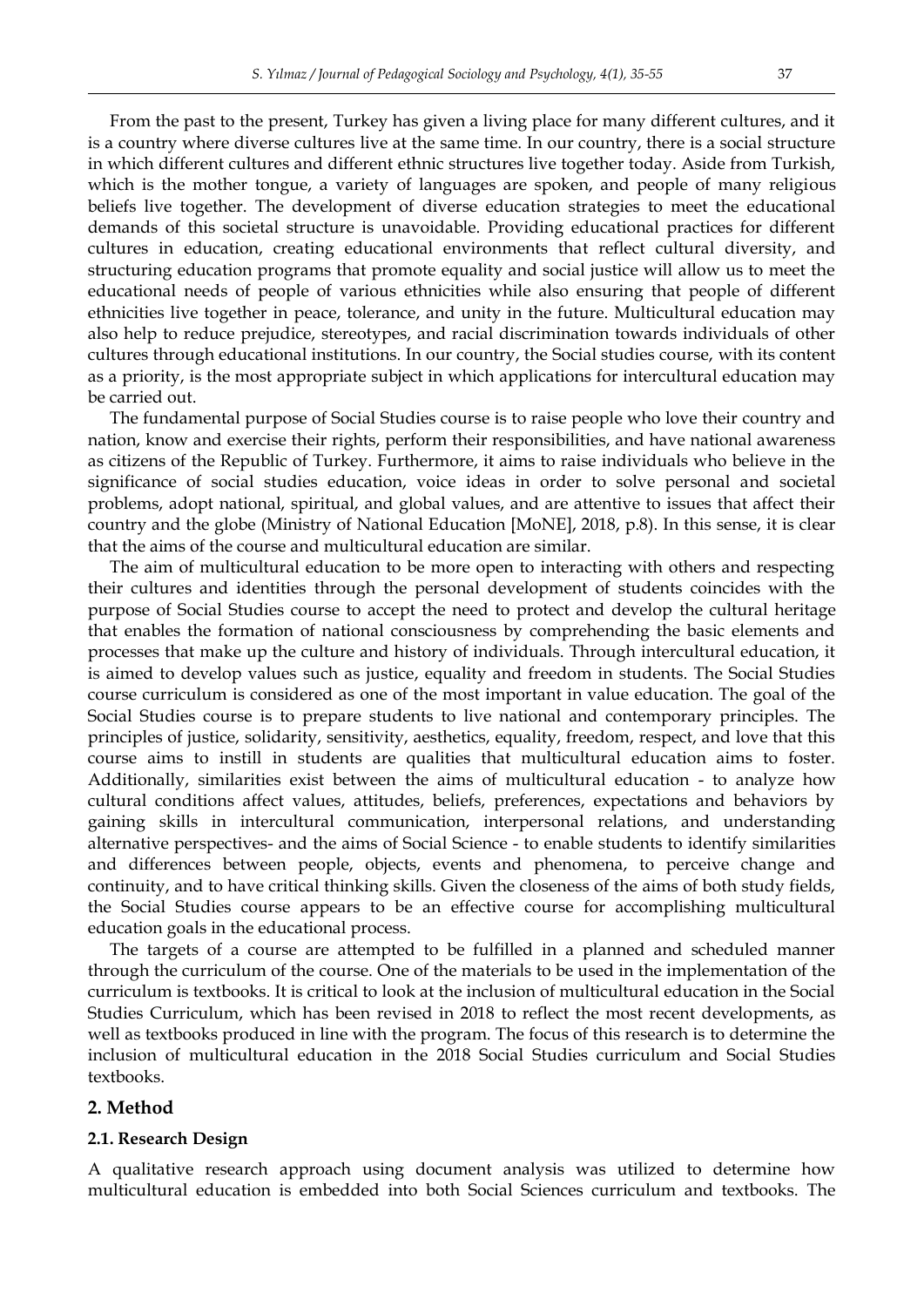From the past to the present, Turkey has given a living place for many different cultures, and it is a country where diverse cultures live at the same time. In our country, there is a social structure in which different cultures and different ethnic structures live together today. Aside from Turkish, which is the mother tongue, a variety of languages are spoken, and people of many religious beliefs live together. The development of diverse education strategies to meet the educational demands of this societal structure is unavoidable. Providing educational practices for different cultures in education, creating educational environments that reflect cultural diversity, and structuring education programs that promote equality and social justice will allow us to meet the educational needs of people of various ethnicities while also ensuring that people of different ethnicities live together in peace, tolerance, and unity in the future. Multicultural education may also help to reduce prejudice, stereotypes, and racial discrimination towards individuals of other cultures through educational institutions. In our country, the Social studies course, with its content as a priority, is the most appropriate subject in which applications for intercultural education may be carried out.

The fundamental purpose of Social Studies course is to raise people who love their country and nation, know and exercise their rights, perform their responsibilities, and have national awareness as citizens of the Republic of Turkey. Furthermore, it aims to raise individuals who believe in the significance of social studies education, voice ideas in order to solve personal and societal problems, adopt national, spiritual, and global values, and are attentive to issues that affect their country and the globe (Ministry of National Education [MoNE], 2018, p.8). In this sense, it is clear that the aims of the course and multicultural education are similar.

The aim of multicultural education to be more open to interacting with others and respecting their cultures and identities through the personal development of students coincides with the purpose of Social Studies course to accept the need to protect and develop the cultural heritage that enables the formation of national consciousness by comprehending the basic elements and processes that make up the culture and history of individuals. Through intercultural education, it is aimed to develop values such as justice, equality and freedom in students. The Social Studies course curriculum is considered as one of the most important in value education. The goal of the Social Studies course is to prepare students to live national and contemporary principles. The principles of justice, solidarity, sensitivity, aesthetics, equality, freedom, respect, and love that this course aims to instill in students are qualities that multicultural education aims to foster. Additionally, similarities exist between the aims of multicultural education - to analyze how cultural conditions affect values, attitudes, beliefs, preferences, expectations and behaviors by gaining skills in intercultural communication, interpersonal relations, and understanding alternative perspectives- and the aims of Social Science - to enable students to identify similarities and differences between people, objects, events and phenomena, to perceive change and continuity, and to have critical thinking skills. Given the closeness of the aims of both study fields, the Social Studies course appears to be an effective course for accomplishing multicultural education goals in the educational process.

The targets of a course are attempted to be fulfilled in a planned and scheduled manner through the curriculum of the course. One of the materials to be used in the implementation of the curriculum is textbooks. It is critical to look at the inclusion of multicultural education in the Social Studies Curriculum, which has been revised in 2018 to reflect the most recent developments, as well as textbooks produced in line with the program. The focus of this research is to determine the inclusion of multicultural education in the 2018 Social Studies curriculum and Social Studies textbooks.

## 2. Method

### 2.1. Research Design

A qualitative research approach using document analysis was utilized to determine how multicultural education is embedded into both Social Sciences curriculum and textbooks. The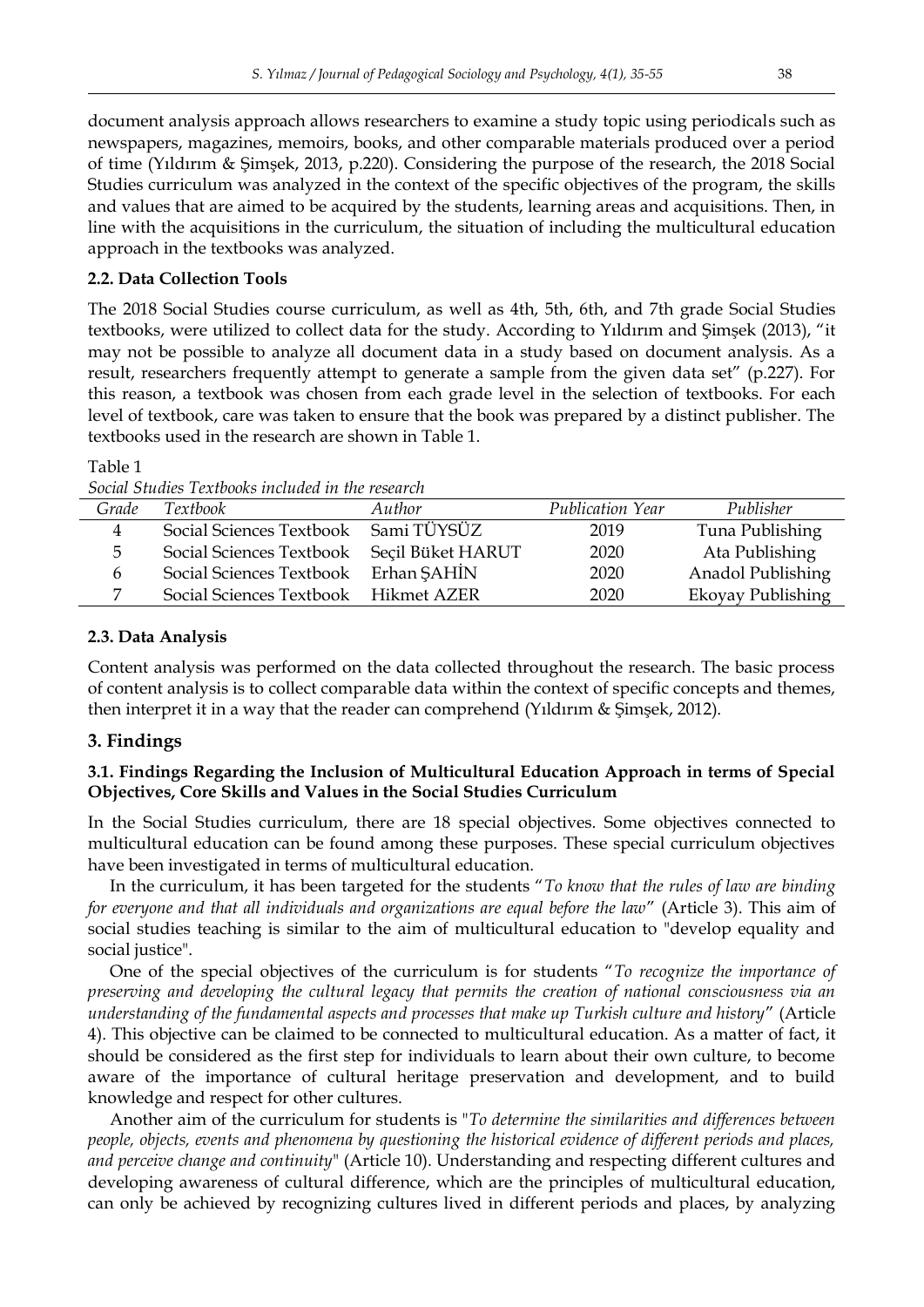document analysis approach allows researchers to examine a study topic using periodicals such as newspapers, magazines, memoirs, books, and other comparable materials produced over a period of time (Yıldırım & Şimşek, 2013, p.220). Considering the purpose of the research, the 2018 Social Studies curriculum was analyzed in the context of the specific objectives of the program, the skills and values that are aimed to be acquired by the students, learning areas and acquisitions. Then, in line with the acquisitions in the curriculum, the situation of including the multicultural education approach in the textbooks was analyzed.

### 2.2. Data Collection Tools

The 2018 Social Studies course curriculum, as well as 4th, 5th, 6th, and 7th grade Social Studies textbooks, were utilized to collect data for the study. According to Yıldırım and Şimşek (2013), "it may not be possible to analyze all document data in a study based on document analysis. As a result, researchers frequently attempt to generate a sample from the given data set" (p.227). For this reason, a textbook was chosen from each grade level in the selection of textbooks. For each level of textbook, care was taken to ensure that the book was prepared by a distinct publisher. The textbooks used in the research are shown in Table 1.

Table 1
*Social Studies Textbooks included in the research*

| *Grade* | *Textbook* | *Author* | *Publication Year* | *Publisher* |
|---|---|---|---|---|
| 4 | Social Sciences Textbook | Sami TÜYSÜZ | 2019 | Tuna Publishing |
| 5 | Social Sciences Textbook | Seçil Büket HARUT | 2020 | Ata Publishing |
| 6 | Social Sciences Textbook | Erhan ŞAHİN | 2020 | Anadol Publishing |
| 7 | Social Sciences Textbook | Hikmet AZER | 2020 | Ekoyay Publishing |

### 2.3. Data Analysis

Content analysis was performed on the data collected throughout the research. The basic process of content analysis is to collect comparable data within the context of specific concepts and themes, then interpret it in a way that the reader can comprehend (Yıldırım & Şimşek, 2012).

## 3. Findings

### 3.1. Findings Regarding the Inclusion of Multicultural Education Approach in terms of Special Objectives, Core Skills and Values in the Social Studies Curriculum

In the Social Studies curriculum, there are 18 special objectives. Some objectives connected to multicultural education can be found among these purposes. These special curriculum objectives have been investigated in terms of multicultural education.

In the curriculum, it has been targeted for the students "*To know that the rules of law are binding for everyone and that all individuals and organizations are equal before the law*" (Article 3). This aim of social studies teaching is similar to the aim of multicultural education to "develop equality and social justice".

One of the special objectives of the curriculum is for students "*To recognize the importance of preserving and developing the cultural legacy that permits the creation of national consciousness via an understanding of the fundamental aspects and processes that make up Turkish culture and history*" (Article 4). This objective can be claimed to be connected to multicultural education. As a matter of fact, it should be considered as the first step for individuals to learn about their own culture, to become aware of the importance of cultural heritage preservation and development, and to build knowledge and respect for other cultures.

Another aim of the curriculum for students is "*To determine the similarities and differences between people, objects, events and phenomena by questioning the historical evidence of different periods and places, and perceive change and continuity*" (Article 10). Understanding and respecting different cultures and developing awareness of cultural difference, which are the principles of multicultural education, can only be achieved by recognizing cultures lived in different periods and places, by analyzing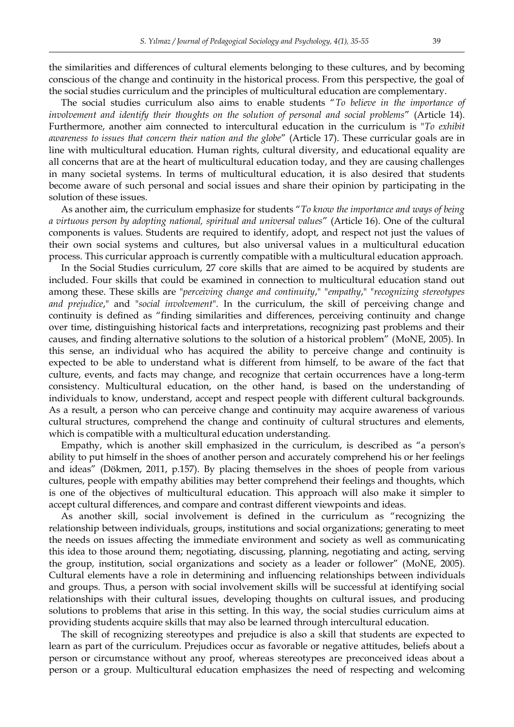the similarities and differences of cultural elements belonging to these cultures, and by becoming conscious of the change and continuity in the historical process. From this perspective, the goal of the social studies curriculum and the principles of multicultural education are complementary.

The social studies curriculum also aims to enable students "*To believe in the importance of involvement and identify their thoughts on the solution of personal and social problems*" (Article 14). Furthermore, another aim connected to intercultural education in the curriculum is "*To exhibit awareness to issues that concern their nation and the globe*" (Article 17). These curricular goals are in line with multicultural education. Human rights, cultural diversity, and educational equality are all concerns that are at the heart of multicultural education today, and they are causing challenges in many societal systems. In terms of multicultural education, it is also desired that students become aware of such personal and social issues and share their opinion by participating in the solution of these issues.

As another aim, the curriculum emphasize for students "*To know the importance and ways of being a virtuous person by adopting national, spiritual and universal values*" (Article 16). One of the cultural components is values. Students are required to identify, adopt, and respect not just the values of their own social systems and cultures, but also universal values in a multicultural education process. This curricular approach is currently compatible with a multicultural education approach.

In the Social Studies curriculum, 27 core skills that are aimed to be acquired by students are included. Four skills that could be examined in connection to multicultural education stand out among these. These skills are "*perceiving change and continuity*," "*empathy*," "*recognizing stereotypes and prejudice*," and "*social involvement*". In the curriculum, the skill of perceiving change and continuity is defined as "finding similarities and differences, perceiving continuity and change over time, distinguishing historical facts and interpretations, recognizing past problems and their causes, and finding alternative solutions to the solution of a historical problem" (MoNE, 2005). In this sense, an individual who has acquired the ability to perceive change and continuity is expected to be able to understand what is different from himself, to be aware of the fact that culture, events, and facts may change, and recognize that certain occurrences have a long-term consistency. Multicultural education, on the other hand, is based on the understanding of individuals to know, understand, accept and respect people with different cultural backgrounds. As a result, a person who can perceive change and continuity may acquire awareness of various cultural structures, comprehend the change and continuity of cultural structures and elements, which is compatible with a multicultural education understanding.

Empathy, which is another skill emphasized in the curriculum, is described as "a person's ability to put himself in the shoes of another person and accurately comprehend his or her feelings and ideas" (Dökmen, 2011, p.157). By placing themselves in the shoes of people from various cultures, people with empathy abilities may better comprehend their feelings and thoughts, which is one of the objectives of multicultural education. This approach will also make it simpler to accept cultural differences, and compare and contrast different viewpoints and ideas.

As another skill, social involvement is defined in the curriculum as "recognizing the relationship between individuals, groups, institutions and social organizations; generating to meet the needs on issues affecting the immediate environment and society as well as communicating this idea to those around them; negotiating, discussing, planning, negotiating and acting, serving the group, institution, social organizations and society as a leader or follower" (MoNE, 2005). Cultural elements have a role in determining and influencing relationships between individuals and groups. Thus, a person with social involvement skills will be successful at identifying social relationships with their cultural issues, developing thoughts on cultural issues, and producing solutions to problems that arise in this setting. In this way, the social studies curriculum aims at providing students acquire skills that may also be learned through intercultural education.

The skill of recognizing stereotypes and prejudice is also a skill that students are expected to learn as part of the curriculum. Prejudices occur as favorable or negative attitudes, beliefs about a person or circumstance without any proof, whereas stereotypes are preconceived ideas about a person or a group. Multicultural education emphasizes the need of respecting and welcoming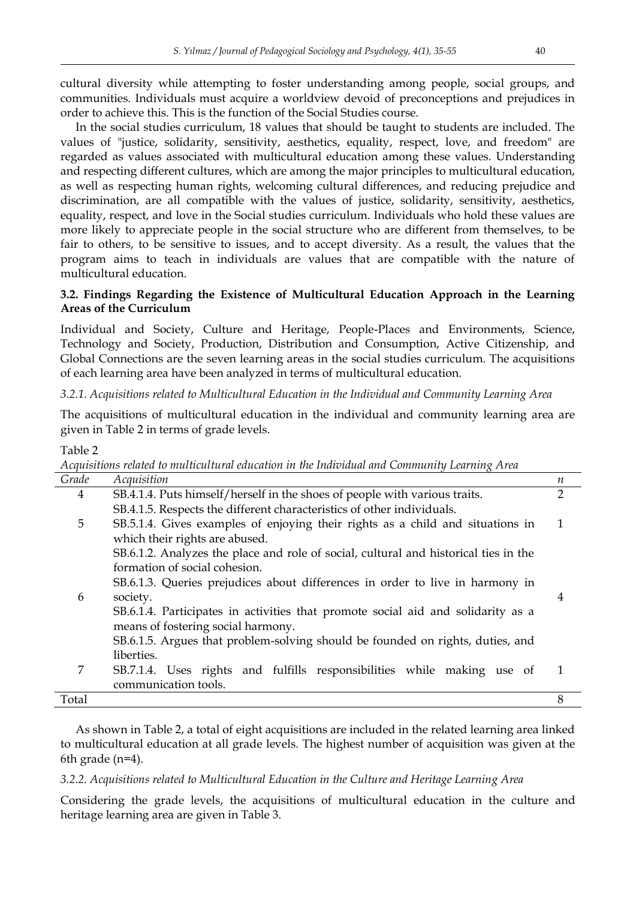cultural diversity while attempting to foster understanding among people, social groups, and communities. Individuals must acquire a worldview devoid of preconceptions and prejudices in order to achieve this. This is the function of the Social Studies course.

In the social studies curriculum, 18 values that should be taught to students are included. The values of "justice, solidarity, sensitivity, aesthetics, equality, respect, love, and freedom" are regarded as values associated with multicultural education among these values. Understanding and respecting different cultures, which are among the major principles to multicultural education, as well as respecting human rights, welcoming cultural differences, and reducing prejudice and discrimination, are all compatible with the values of justice, solidarity, sensitivity, aesthetics, equality, respect, and love in the Social studies curriculum. Individuals who hold these values are more likely to appreciate people in the social structure who are different from themselves, to be fair to others, to be sensitive to issues, and to accept diversity. As a result, the values that the program aims to teach in individuals are values that are compatible with the nature of multicultural education.

### 3.2. Findings Regarding the Existence of Multicultural Education Approach in the Learning Areas of the Curriculum

Individual and Society, Culture and Heritage, People-Places and Environments, Science, Technology and Society, Production, Distribution and Consumption, Active Citizenship, and Global Connections are the seven learning areas in the social studies curriculum. The acquisitions of each learning area have been analyzed in terms of multicultural education.

*3.2.1. Acquisitions related to Multicultural Education in the Individual and Community Learning Area*

The acquisitions of multicultural education in the individual and community learning area are given in Table 2 in terms of grade levels.

Table 2

*Acquisitions related to multicultural education in the Individual and Community Learning Area*

| *Grade* | *Acquisition* | *n* |
|---|---|---|
| 4 | SB.4.1.4. Puts himself/herself in the shoes of people with various traits.<br>SB.4.1.5. Respects the different characteristics of other individuals. | 2 |
| 5 | SB.5.1.4. Gives examples of enjoying their rights as a child and situations in which their rights are abused. | 1 |
| 6 | SB.6.1.2. Analyzes the place and role of social, cultural and historical ties in the formation of social cohesion.<br>SB.6.1.3. Queries prejudices about differences in order to live in harmony in society.<br>SB.6.1.4. Participates in activities that promote social aid and solidarity as a means of fostering social harmony.<br>SB.6.1.5. Argues that problem-solving should be founded on rights, duties, and liberties. | 4 |
| 7 | SB.7.1.4. Uses rights and fulfills responsibilities while making use of communication tools. | 1 |
| Total | | 8 |

As shown in Table 2, a total of eight acquisitions are included in the related learning area linked to multicultural education at all grade levels. The highest number of acquisition was given at the 6th grade (n=4).

*3.2.2. Acquisitions related to Multicultural Education in the Culture and Heritage Learning Area*

Considering the grade levels, the acquisitions of multicultural education in the culture and heritage learning area are given in Table 3.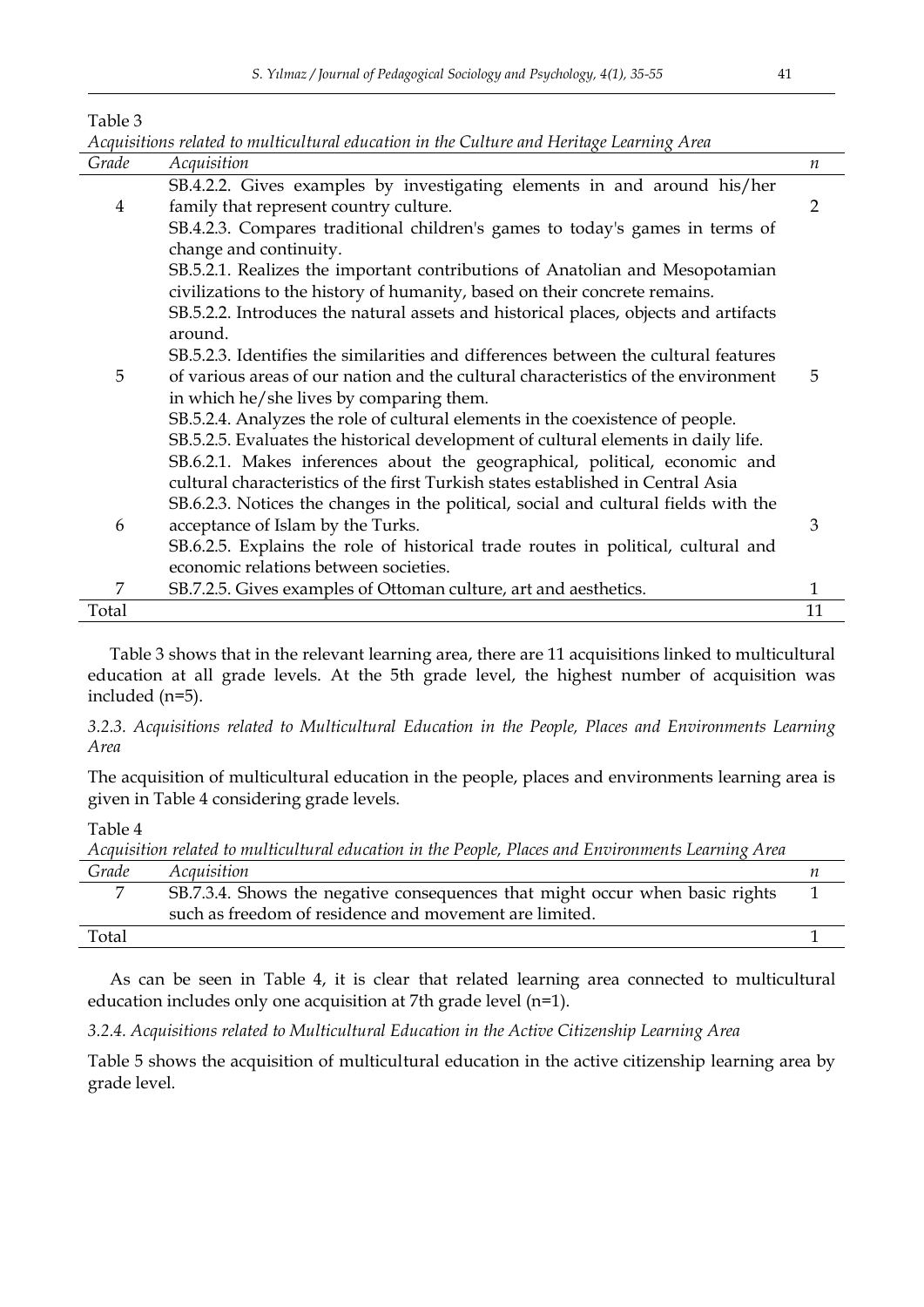Table 3

*Acquisitions related to multicultural education in the Culture and Heritage Learning Area*

| *Grade* | *Acquisition* | *n* |
|---|---|---|
| 4 | SB.4.2.2. Gives examples by investigating elements in and around his/her family that represent country culture.<br>SB.4.2.3. Compares traditional children's games to today's games in terms of change and continuity. | 2 |
| 5 | SB.5.2.1. Realizes the important contributions of Anatolian and Mesopotamian civilizations to the history of humanity, based on their concrete remains.<br>SB.5.2.2. Introduces the natural assets and historical places, objects and artifacts around.<br>SB.5.2.3. Identifies the similarities and differences between the cultural features of various areas of our nation and the cultural characteristics of the environment in which he/she lives by comparing them.<br>SB.5.2.4. Analyzes the role of cultural elements in the coexistence of people.<br>SB.5.2.5. Evaluates the historical development of cultural elements in daily life. | 5 |
| 6 | SB.6.2.1. Makes inferences about the geographical, political, economic and cultural characteristics of the first Turkish states established in Central Asia<br>SB.6.2.3. Notices the changes in the political, social and cultural fields with the acceptance of Islam by the Turks.<br>SB.6.2.5. Explains the role of historical trade routes in political, cultural and economic relations between societies. | 3 |
| 7 | SB.7.2.5. Gives examples of Ottoman culture, art and aesthetics. | 1 |
| Total | | 11 |

Table 3 shows that in the relevant learning area, there are 11 acquisitions linked to multicultural education at all grade levels. At the 5th grade level, the highest number of acquisition was included (n=5).

*3.2.3. Acquisitions related to Multicultural Education in the People, Places and Environments Learning Area*

The acquisition of multicultural education in the people, places and environments learning area is given in Table 4 considering grade levels.

Table 4

*Acquisition related to multicultural education in the People, Places and Environments Learning Area*

| *Grade* | *Acquisition* | *n* |
|---|---|---|
| 7 | SB.7.3.4. Shows the negative consequences that might occur when basic rights such as freedom of residence and movement are limited. | 1 |
| Total | | 1 |

As can be seen in Table 4, it is clear that related learning area connected to multicultural education includes only one acquisition at 7th grade level (n=1).

*3.2.4. Acquisitions related to Multicultural Education in the Active Citizenship Learning Area*

Table 5 shows the acquisition of multicultural education in the active citizenship learning area by grade level.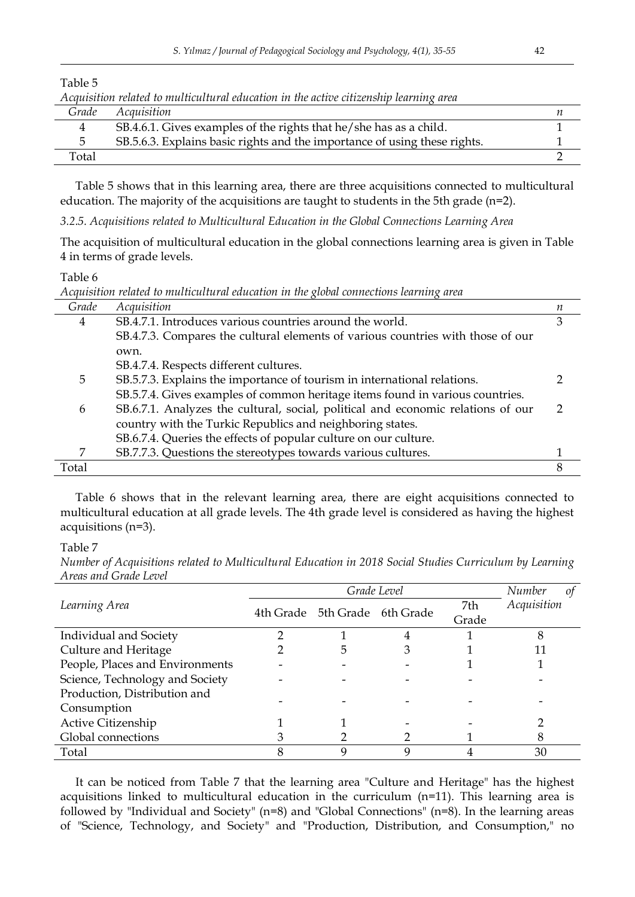Table 5

*Acquisition related to multicultural education in the active citizenship learning area*

| Grade | Acquisition | n |
|---|---|---|
| 4 | SB.4.6.1. Gives examples of the rights that he/she has as a child. | 1 |
| 5 | SB.5.6.3. Explains basic rights and the importance of using these rights. | 1 |
| Total | | 2 |

Table 5 shows that in this learning area, there are three acquisitions connected to multicultural education. The majority of the acquisitions are taught to students in the 5th grade (n=2).

*3.2.5. Acquisitions related to Multicultural Education in the Global Connections Learning Area*

The acquisition of multicultural education in the global connections learning area is given in Table 4 in terms of grade levels.

Table 6

*Acquisition related to multicultural education in the global connections learning area*

| Grade | Acquisition | n |
|---|---|---|
| 4 | SB.4.7.1. Introduces various countries around the world.<br>SB.4.7.3. Compares the cultural elements of various countries with those of our own.<br>SB.4.7.4. Respects different cultures. | 3 |
| 5 | SB.5.7.3. Explains the importance of tourism in international relations.<br>SB.5.7.4. Gives examples of common heritage items found in various countries. | 2 |
| 6 | SB.6.7.1. Analyzes the cultural, social, political and economic relations of our country with the Turkic Republics and neighboring states.<br>SB.6.7.4. Queries the effects of popular culture on our culture. | 2 |
| 7 | SB.7.7.3. Questions the stereotypes towards various cultures. | 1 |
| Total | | 8 |

Table 6 shows that in the relevant learning area, there are eight acquisitions connected to multicultural education at all grade levels. The 4th grade level is considered as having the highest acquisitions (n=3).

Table 7

*Number of Acquisitions related to Multicultural Education in 2018 Social Studies Curriculum by Learning Areas and Grade Level*

| Learning Area | Grade Level | | | | Number of Acquisition |
|---|---|---|---|---|---|
| | 4th Grade | 5th Grade | 6th Grade | 7th Grade | |
| Individual and Society | 2 | 1 | 4 | 1 | 8 |
| Culture and Heritage | 2 | 5 | 3 | 1 | 11 |
| People, Places and Environments | - | - | - | 1 | 1 |
| Science, Technology and Society | - | - | - | - | - |
| Production, Distribution and Consumption | - | - | - | - | - |
| Active Citizenship | 1 | 1 | - | - | 2 |
| Global connections | 3 | 2 | 2 | 1 | 8 |
| Total | 8 | 9 | 9 | 4 | 30 |

It can be noticed from Table 7 that the learning area "Culture and Heritage" has the highest acquisitions linked to multicultural education in the curriculum (n=11). This learning area is followed by "Individual and Society" (n=8) and "Global Connections" (n=8). In the learning areas of "Science, Technology, and Society" and "Production, Distribution, and Consumption," no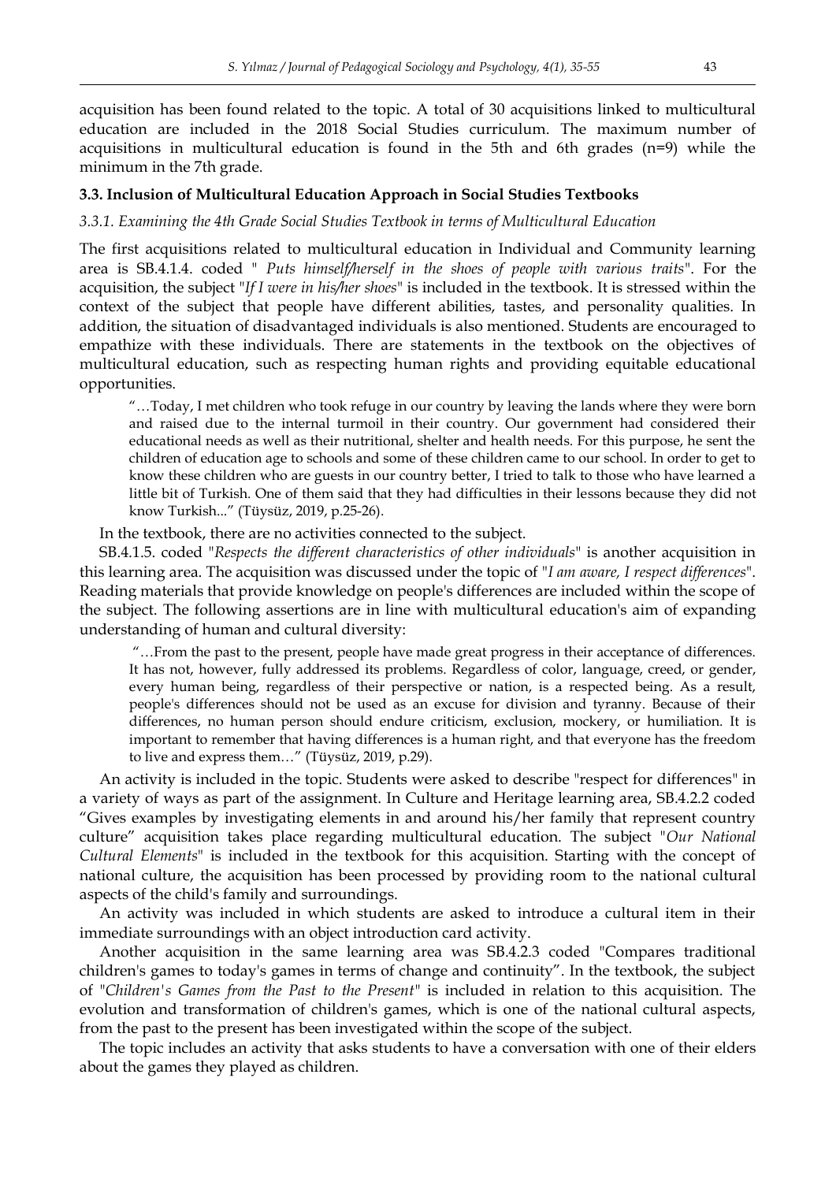acquisition has been found related to the topic. A total of 30 acquisitions linked to multicultural education are included in the 2018 Social Studies curriculum. The maximum number of acquisitions in multicultural education is found in the 5th and 6th grades (n=9) while the minimum in the 7th grade.

### 3.3. Inclusion of Multicultural Education Approach in Social Studies Textbooks

#### *3.3.1. Examining the 4th Grade Social Studies Textbook in terms of Multicultural Education*

The first acquisitions related to multicultural education in Individual and Community learning area is SB.4.1.4. coded " *Puts himself/herself in the shoes of people with various traits*". For the acquisition, the subject "*If I were in his/her shoes*" is included in the textbook. It is stressed within the context of the subject that people have different abilities, tastes, and personality qualities. In addition, the situation of disadvantaged individuals is also mentioned. Students are encouraged to empathize with these individuals. There are statements in the textbook on the objectives of multicultural education, such as respecting human rights and providing equitable educational opportunities.

> "…Today, I met children who took refuge in our country by leaving the lands where they were born and raised due to the internal turmoil in their country. Our government had considered their educational needs as well as their nutritional, shelter and health needs. For this purpose, he sent the children of education age to schools and some of these children came to our school. In order to get to know these children who are guests in our country better, I tried to talk to those who have learned a little bit of Turkish. One of them said that they had difficulties in their lessons because they did not know Turkish..." (Tüysüz, 2019, p.25-26).

In the textbook, there are no activities connected to the subject.

SB.4.1.5. coded "*Respects the different characteristics of other individuals*" is another acquisition in this learning area. The acquisition was discussed under the topic of "*I am aware, I respect differences*". Reading materials that provide knowledge on people's differences are included within the scope of the subject. The following assertions are in line with multicultural education's aim of expanding understanding of human and cultural diversity:

> "…From the past to the present, people have made great progress in their acceptance of differences. It has not, however, fully addressed its problems. Regardless of color, language, creed, or gender, every human being, regardless of their perspective or nation, is a respected being. As a result, people's differences should not be used as an excuse for division and tyranny. Because of their differences, no human person should endure criticism, exclusion, mockery, or humiliation. It is important to remember that having differences is a human right, and that everyone has the freedom to live and express them…" (Tüysüz, 2019, p.29).

An activity is included in the topic. Students were asked to describe "respect for differences" in a variety of ways as part of the assignment. In Culture and Heritage learning area, SB.4.2.2 coded "Gives examples by investigating elements in and around his/her family that represent country culture" acquisition takes place regarding multicultural education. The subject "*Our National Cultural Elements*" is included in the textbook for this acquisition. Starting with the concept of national culture, the acquisition has been processed by providing room to the national cultural aspects of the child's family and surroundings.

An activity was included in which students are asked to introduce a cultural item in their immediate surroundings with an object introduction card activity.

Another acquisition in the same learning area was SB.4.2.3 coded "Compares traditional children's games to today's games in terms of change and continuity". In the textbook, the subject of "*Children's Games from the Past to the Present*" is included in relation to this acquisition. The evolution and transformation of children's games, which is one of the national cultural aspects, from the past to the present has been investigated within the scope of the subject.

The topic includes an activity that asks students to have a conversation with one of their elders about the games they played as children.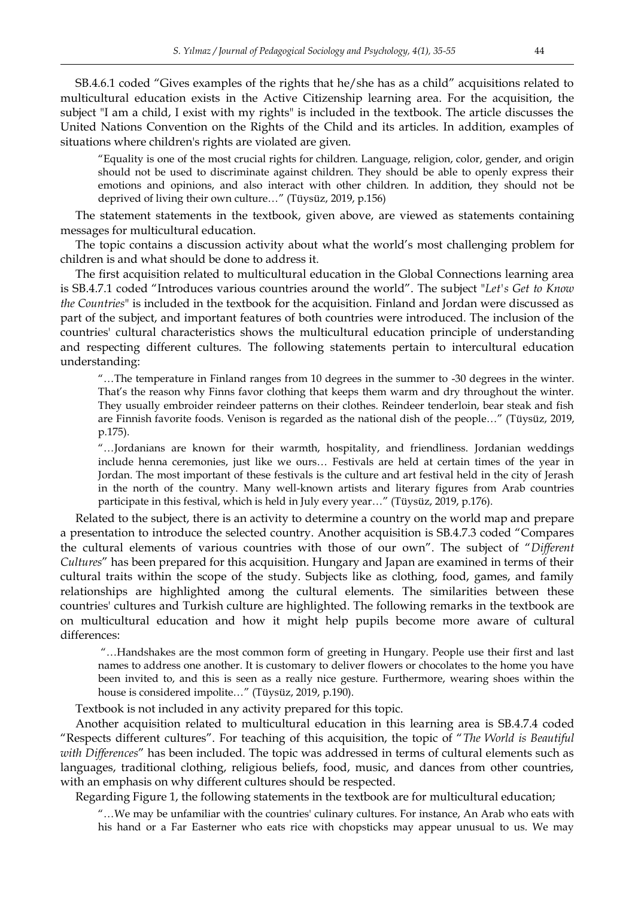SB.4.6.1 coded "Gives examples of the rights that he/she has as a child" acquisitions related to multicultural education exists in the Active Citizenship learning area. For the acquisition, the subject "I am a child, I exist with my rights" is included in the textbook. The article discusses the United Nations Convention on the Rights of the Child and its articles. In addition, examples of situations where children's rights are violated are given.

> "Equality is one of the most crucial rights for children. Language, religion, color, gender, and origin should not be used to discriminate against children. They should be able to openly express their emotions and opinions, and also interact with other children. In addition, they should not be deprived of living their own culture…" (Tüysüz, 2019, p.156)

The statement statements in the textbook, given above, are viewed as statements containing messages for multicultural education.

The topic contains a discussion activity about what the world's most challenging problem for children is and what should be done to address it.

The first acquisition related to multicultural education in the Global Connections learning area is SB.4.7.1 coded "Introduces various countries around the world". The subject "*Let's Get to Know the Countries*" is included in the textbook for the acquisition. Finland and Jordan were discussed as part of the subject, and important features of both countries were introduced. The inclusion of the countries' cultural characteristics shows the multicultural education principle of understanding and respecting different cultures. The following statements pertain to intercultural education understanding:

> "…The temperature in Finland ranges from 10 degrees in the summer to -30 degrees in the winter. That's the reason why Finns favor clothing that keeps them warm and dry throughout the winter. They usually embroider reindeer patterns on their clothes. Reindeer tenderloin, bear steak and fish are Finnish favorite foods. Venison is regarded as the national dish of the people…" (Tüysüz, 2019, p.175).

> "…Jordanians are known for their warmth, hospitality, and friendliness. Jordanian weddings include henna ceremonies, just like we ours… Festivals are held at certain times of the year in Jordan. The most important of these festivals is the culture and art festival held in the city of Jerash in the north of the country. Many well-known artists and literary figures from Arab countries participate in this festival, which is held in July every year…" (Tüysüz, 2019, p.176).

Related to the subject, there is an activity to determine a country on the world map and prepare a presentation to introduce the selected country. Another acquisition is SB.4.7.3 coded "Compares the cultural elements of various countries with those of our own". The subject of "*Different Cultures*" has been prepared for this acquisition. Hungary and Japan are examined in terms of their cultural traits within the scope of the study. Subjects like as clothing, food, games, and family relationships are highlighted among the cultural elements. The similarities between these countries' cultures and Turkish culture are highlighted. The following remarks in the textbook are on multicultural education and how it might help pupils become more aware of cultural differences:

> "…Handshakes are the most common form of greeting in Hungary. People use their first and last names to address one another. It is customary to deliver flowers or chocolates to the home you have been invited to, and this is seen as a really nice gesture. Furthermore, wearing shoes within the house is considered impolite…" (Tüysüz, 2019, p.190).

Textbook is not included in any activity prepared for this topic.

Another acquisition related to multicultural education in this learning area is SB.4.7.4 coded "Respects different cultures". For teaching of this acquisition, the topic of "*The World is Beautiful with Differences*" has been included. The topic was addressed in terms of cultural elements such as languages, traditional clothing, religious beliefs, food, music, and dances from other countries, with an emphasis on why different cultures should be respected.

Regarding Figure 1, the following statements in the textbook are for multicultural education;

> "…We may be unfamiliar with the countries' culinary cultures. For instance, An Arab who eats with his hand or a Far Easterner who eats rice with chopsticks may appear unusual to us. We may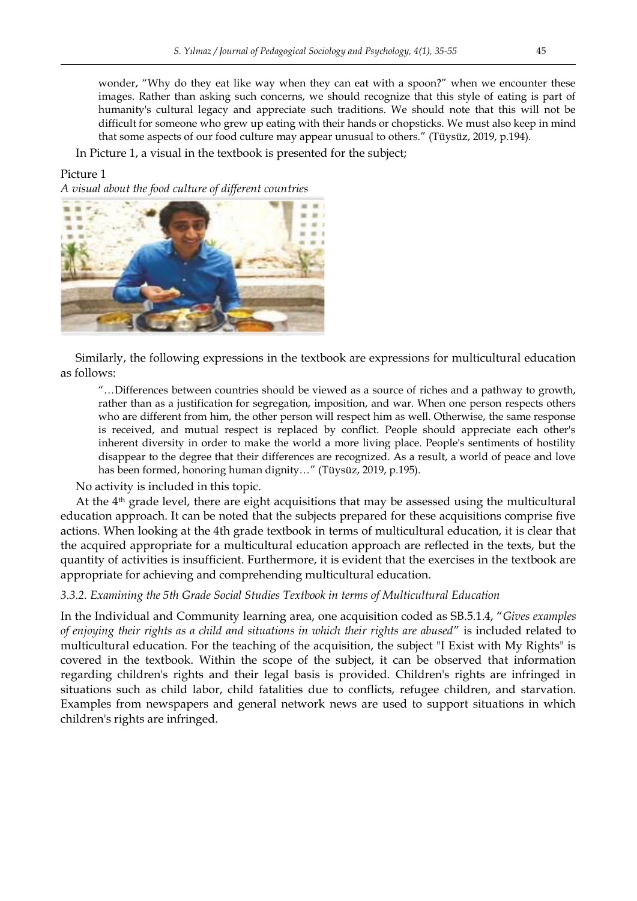> wonder, "Why do they eat like way when they can eat with a spoon?" when we encounter these images. Rather than asking such concerns, we should recognize that this style of eating is part of humanity's cultural legacy and appreciate such traditions. We should note that this will not be difficult for someone who grew up eating with their hands or chopsticks. We must also keep in mind that some aspects of our food culture may appear unusual to others." (Tüysüz, 2019, p.194).

In Picture 1, a visual in the textbook is presented for the subject;

Picture 1
*A visual about the food culture of different countries*

Similarly, the following expressions in the textbook are expressions for multicultural education as follows:

> "…Differences between countries should be viewed as a source of riches and a pathway to growth, rather than as a justification for segregation, imposition, and war. When one person respects others who are different from him, the other person will respect him as well. Otherwise, the same response is received, and mutual respect is replaced by conflict. People should appreciate each other's inherent diversity in order to make the world a more living place. People's sentiments of hostility disappear to the degree that their differences are recognized. As a result, a world of peace and love has been formed, honoring human dignity…" (Tüysüz, 2019, p.195).

No activity is included in this topic.

At the 4th grade level, there are eight acquisitions that may be assessed using the multicultural education approach. It can be noted that the subjects prepared for these acquisitions comprise five actions. When looking at the 4th grade textbook in terms of multicultural education, it is clear that the acquired appropriate for a multicultural education approach are reflected in the texts, but the quantity of activities is insufficient. Furthermore, it is evident that the exercises in the textbook are appropriate for achieving and comprehending multicultural education.

### *3.3.2. Examining the 5th Grade Social Studies Textbook in terms of Multicultural Education*

In the Individual and Community learning area, one acquisition coded as SB.5.1.4, "*Gives examples of enjoying their rights as a child and situations in which their rights are abused*" is included related to multicultural education. For the teaching of the acquisition, the subject "I Exist with My Rights" is covered in the textbook. Within the scope of the subject, it can be observed that information regarding children's rights and their legal basis is provided. Children's rights are infringed in situations such as child labor, child fatalities due to conflicts, refugee children, and starvation. Examples from newspapers and general network news are used to support situations in which children's rights are infringed.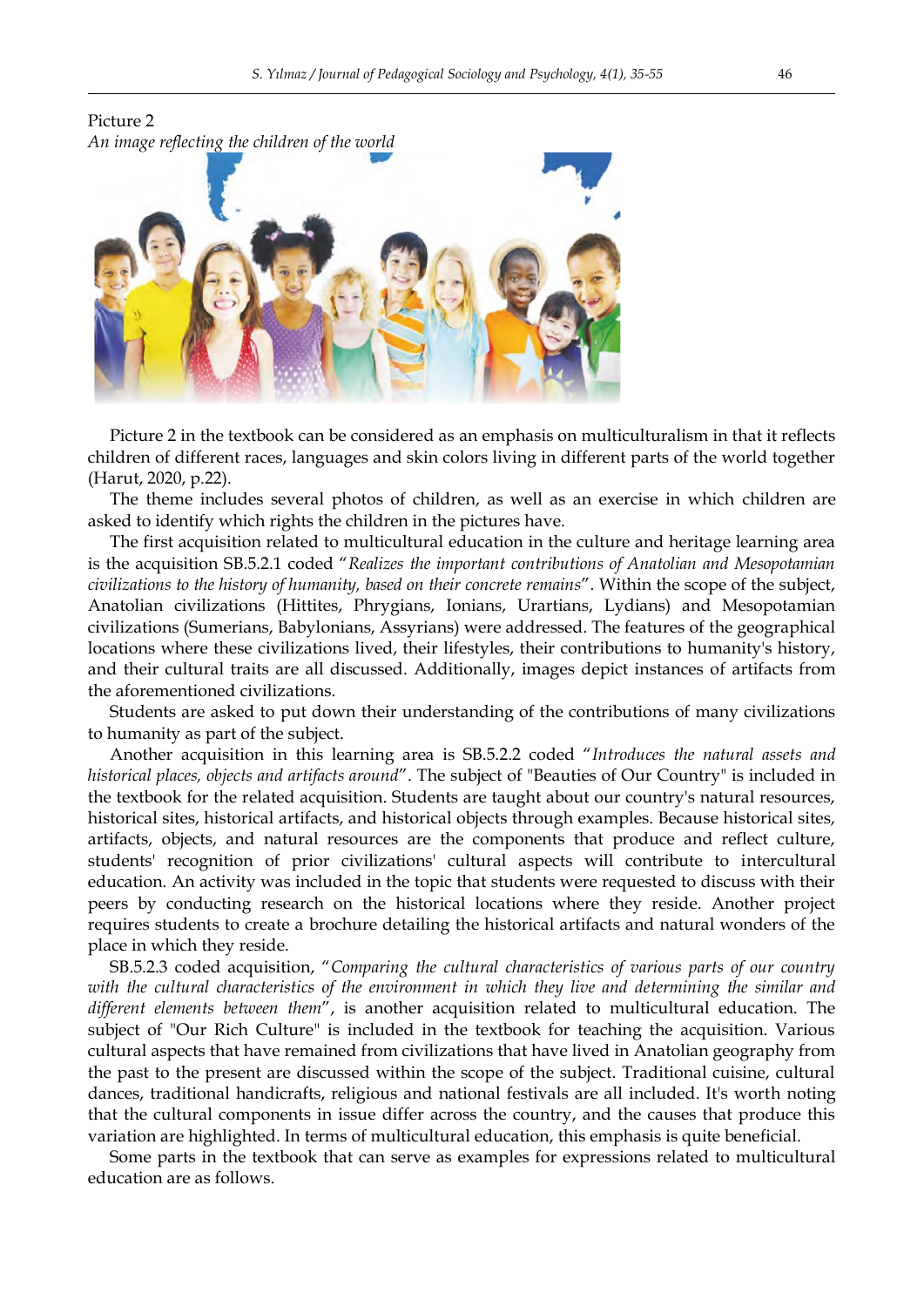Picture 2

*An image reflecting the children of the world*

Picture 2 in the textbook can be considered as an emphasis on multiculturalism in that it reflects children of different races, languages and skin colors living in different parts of the world together (Harut, 2020, p.22).

The theme includes several photos of children, as well as an exercise in which children are asked to identify which rights the children in the pictures have.

The first acquisition related to multicultural education in the culture and heritage learning area is the acquisition SB.5.2.1 coded "*Realizes the important contributions of Anatolian and Mesopotamian civilizations to the history of humanity, based on their concrete remains*". Within the scope of the subject, Anatolian civilizations (Hittites, Phrygians, Ionians, Urartians, Lydians) and Mesopotamian civilizations (Sumerians, Babylonians, Assyrians) were addressed. The features of the geographical locations where these civilizations lived, their lifestyles, their contributions to humanity's history, and their cultural traits are all discussed. Additionally, images depict instances of artifacts from the aforementioned civilizations.

Students are asked to put down their understanding of the contributions of many civilizations to humanity as part of the subject.

Another acquisition in this learning area is SB.5.2.2 coded "*Introduces the natural assets and historical places, objects and artifacts around*". The subject of "Beauties of Our Country" is included in the textbook for the related acquisition. Students are taught about our country's natural resources, historical sites, historical artifacts, and historical objects through examples. Because historical sites, artifacts, objects, and natural resources are the components that produce and reflect culture, students' recognition of prior civilizations' cultural aspects will contribute to intercultural education. An activity was included in the topic that students were requested to discuss with their peers by conducting research on the historical locations where they reside. Another project requires students to create a brochure detailing the historical artifacts and natural wonders of the place in which they reside.

SB.5.2.3 coded acquisition, "*Comparing the cultural characteristics of various parts of our country with the cultural characteristics of the environment in which they live and determining the similar and different elements between them*", is another acquisition related to multicultural education. The subject of "Our Rich Culture" is included in the textbook for teaching the acquisition. Various cultural aspects that have remained from civilizations that have lived in Anatolian geography from the past to the present are discussed within the scope of the subject. Traditional cuisine, cultural dances, traditional handicrafts, religious and national festivals are all included. It's worth noting that the cultural components in issue differ across the country, and the causes that produce this variation are highlighted. In terms of multicultural education, this emphasis is quite beneficial.

Some parts in the textbook that can serve as examples for expressions related to multicultural education are as follows.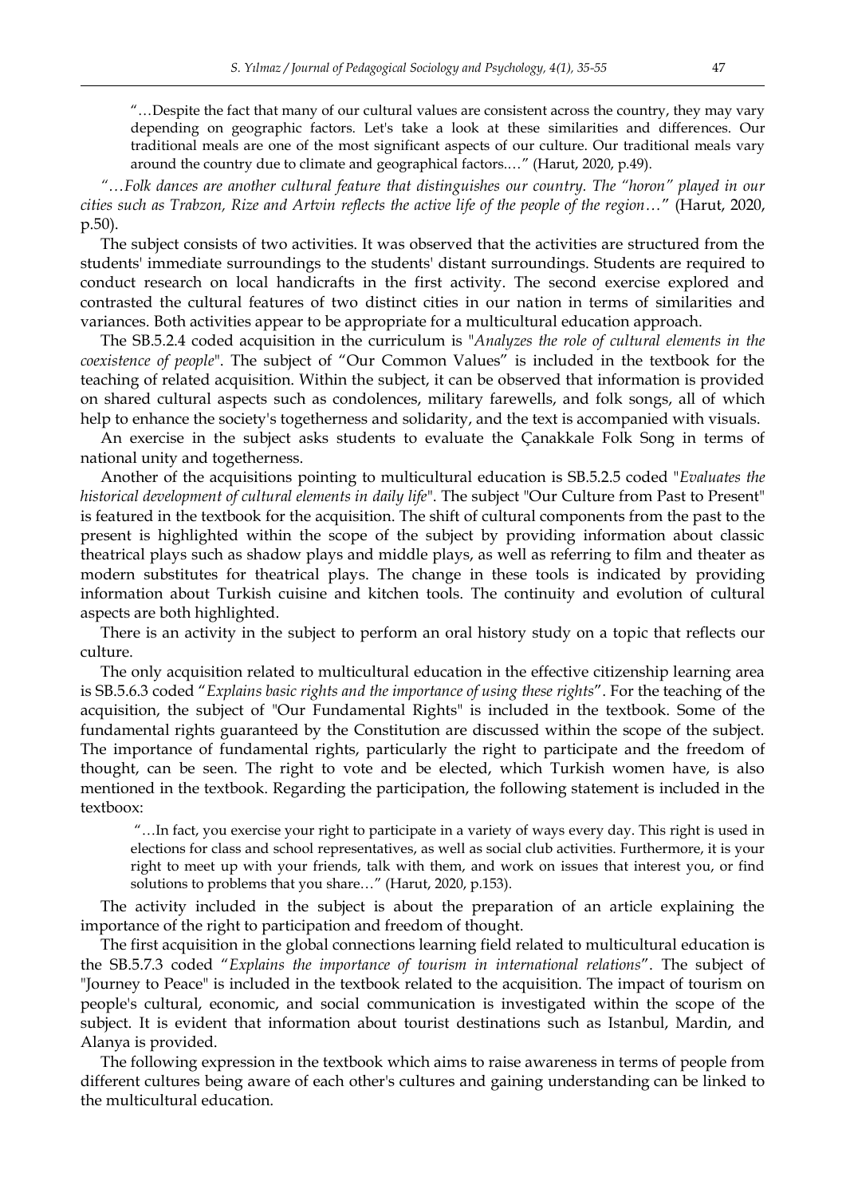> "…Despite the fact that many of our cultural values are consistent across the country, they may vary depending on geographic factors. Let's take a look at these similarities and differences. Our traditional meals are one of the most significant aspects of our culture. Our traditional meals vary around the country due to climate and geographical factors.…" (Harut, 2020, p.49).

*"…Folk dances are another cultural feature that distinguishes our country. The "horon" played in our cities such as Trabzon, Rize and Artvin reflects the active life of the people of the region…"* (Harut, 2020, p.50).

The subject consists of two activities. It was observed that the activities are structured from the students' immediate surroundings to the students' distant surroundings. Students are required to conduct research on local handicrafts in the first activity. The second exercise explored and contrasted the cultural features of two distinct cities in our nation in terms of similarities and variances. Both activities appear to be appropriate for a multicultural education approach.

The SB.5.2.4 coded acquisition in the curriculum is "*Analyzes the role of cultural elements in the coexistence of people*". The subject of "Our Common Values" is included in the textbook for the teaching of related acquisition. Within the subject, it can be observed that information is provided on shared cultural aspects such as condolences, military farewells, and folk songs, all of which help to enhance the society's togetherness and solidarity, and the text is accompanied with visuals.

An exercise in the subject asks students to evaluate the Çanakkale Folk Song in terms of national unity and togetherness.

Another of the acquisitions pointing to multicultural education is SB.5.2.5 coded "*Evaluates the historical development of cultural elements in daily life*". The subject "Our Culture from Past to Present" is featured in the textbook for the acquisition. The shift of cultural components from the past to the present is highlighted within the scope of the subject by providing information about classic theatrical plays such as shadow plays and middle plays, as well as referring to film and theater as modern substitutes for theatrical plays. The change in these tools is indicated by providing information about Turkish cuisine and kitchen tools. The continuity and evolution of cultural aspects are both highlighted.

There is an activity in the subject to perform an oral history study on a topic that reflects our culture.

The only acquisition related to multicultural education in the effective citizenship learning area is SB.5.6.3 coded "*Explains basic rights and the importance of using these rights*". For the teaching of the acquisition, the subject of "Our Fundamental Rights" is included in the textbook. Some of the fundamental rights guaranteed by the Constitution are discussed within the scope of the subject. The importance of fundamental rights, particularly the right to participate and the freedom of thought, can be seen. The right to vote and be elected, which Turkish women have, is also mentioned in the textbook. Regarding the participation, the following statement is included in the textboox:

> "…In fact, you exercise your right to participate in a variety of ways every day. This right is used in elections for class and school representatives, as well as social club activities. Furthermore, it is your right to meet up with your friends, talk with them, and work on issues that interest you, or find solutions to problems that you share…" (Harut, 2020, p.153).

The activity included in the subject is about the preparation of an article explaining the importance of the right to participation and freedom of thought.

The first acquisition in the global connections learning field related to multicultural education is the SB.5.7.3 coded "*Explains the importance of tourism in international relations*". The subject of "Journey to Peace" is included in the textbook related to the acquisition. The impact of tourism on people's cultural, economic, and social communication is investigated within the scope of the subject. It is evident that information about tourist destinations such as Istanbul, Mardin, and Alanya is provided.

The following expression in the textbook which aims to raise awareness in terms of people from different cultures being aware of each other's cultures and gaining understanding can be linked to the multicultural education.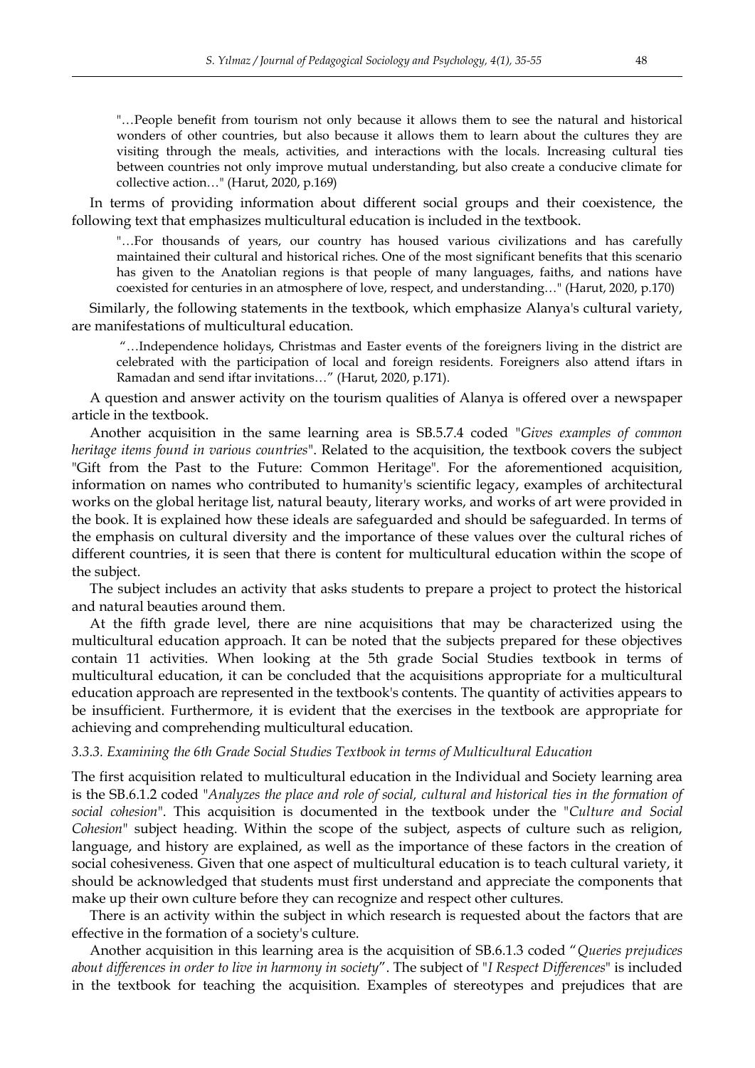> "…People benefit from tourism not only because it allows them to see the natural and historical wonders of other countries, but also because it allows them to learn about the cultures they are visiting through the meals, activities, and interactions with the locals. Increasing cultural ties between countries not only improve mutual understanding, but also create a conducive climate for collective action…" (Harut, 2020, p.169)

In terms of providing information about different social groups and their coexistence, the following text that emphasizes multicultural education is included in the textbook.

> "…For thousands of years, our country has housed various civilizations and has carefully maintained their cultural and historical riches. One of the most significant benefits that this scenario has given to the Anatolian regions is that people of many languages, faiths, and nations have coexisted for centuries in an atmosphere of love, respect, and understanding…" (Harut, 2020, p.170)

Similarly, the following statements in the textbook, which emphasize Alanya's cultural variety, are manifestations of multicultural education.

> "…Independence holidays, Christmas and Easter events of the foreigners living in the district are celebrated with the participation of local and foreign residents. Foreigners also attend iftars in Ramadan and send iftar invitations…" (Harut, 2020, p.171).

A question and answer activity on the tourism qualities of Alanya is offered over a newspaper article in the textbook.

Another acquisition in the same learning area is SB.5.7.4 coded "*Gives examples of common heritage items found in various countries*". Related to the acquisition, the textbook covers the subject "Gift from the Past to the Future: Common Heritage". For the aforementioned acquisition, information on names who contributed to humanity's scientific legacy, examples of architectural works on the global heritage list, natural beauty, literary works, and works of art were provided in the book. It is explained how these ideals are safeguarded and should be safeguarded. In terms of the emphasis on cultural diversity and the importance of these values over the cultural riches of different countries, it is seen that there is content for multicultural education within the scope of the subject.

The subject includes an activity that asks students to prepare a project to protect the historical and natural beauties around them.

At the fifth grade level, there are nine acquisitions that may be characterized using the multicultural education approach. It can be noted that the subjects prepared for these objectives contain 11 activities. When looking at the 5th grade Social Studies textbook in terms of multicultural education, it can be concluded that the acquisitions appropriate for a multicultural education approach are represented in the textbook's contents. The quantity of activities appears to be insufficient. Furthermore, it is evident that the exercises in the textbook are appropriate for achieving and comprehending multicultural education.

#### *3.3.3. Examining the 6th Grade Social Studies Textbook in terms of Multicultural Education*

The first acquisition related to multicultural education in the Individual and Society learning area is the SB.6.1.2 coded "*Analyzes the place and role of social, cultural and historical ties in the formation of social cohesion*". This acquisition is documented in the textbook under the "*Culture and Social Cohesion*" subject heading. Within the scope of the subject, aspects of culture such as religion, language, and history are explained, as well as the importance of these factors in the creation of social cohesiveness. Given that one aspect of multicultural education is to teach cultural variety, it should be acknowledged that students must first understand and appreciate the components that make up their own culture before they can recognize and respect other cultures.

There is an activity within the subject in which research is requested about the factors that are effective in the formation of a society's culture.

Another acquisition in this learning area is the acquisition of SB.6.1.3 coded "*Queries prejudices about differences in order to live in harmony in society*". The subject of "*I Respect Differences*" is included in the textbook for teaching the acquisition. Examples of stereotypes and prejudices that are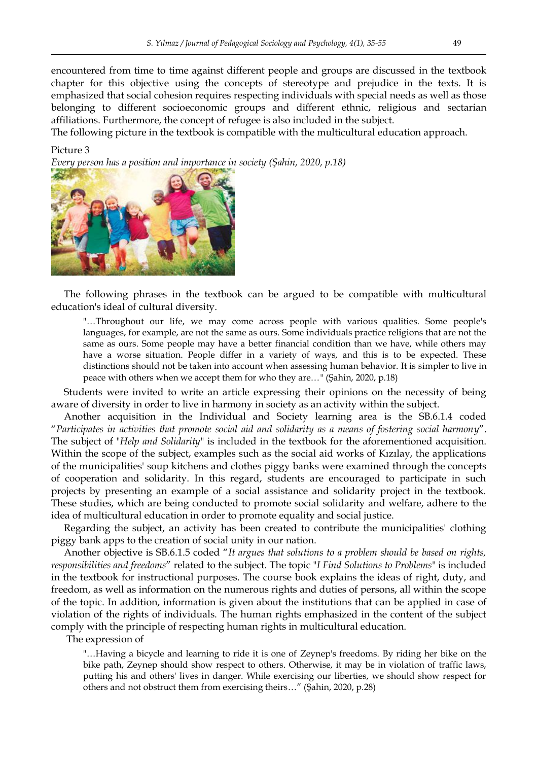encountered from time to time against different people and groups are discussed in the textbook chapter for this objective using the concepts of stereotype and prejudice in the texts. It is emphasized that social cohesion requires respecting individuals with special needs as well as those belonging to different socioeconomic groups and different ethnic, religious and sectarian affiliations. Furthermore, the concept of refugee is also included in the subject.

The following picture in the textbook is compatible with the multicultural education approach.

Picture 3

*Every person has a position and importance in society (Şahin, 2020, p.18)*

The following phrases in the textbook can be argued to be compatible with multicultural education's ideal of cultural diversity.

> "…Throughout our life, we may come across people with various qualities. Some people's languages, for example, are not the same as ours. Some individuals practice religions that are not the same as ours. Some people may have a better financial condition than we have, while others may have a worse situation. People differ in a variety of ways, and this is to be expected. These distinctions should not be taken into account when assessing human behavior. It is simpler to live in peace with others when we accept them for who they are…" (Şahin, 2020, p.18)

Students were invited to write an article expressing their opinions on the necessity of being aware of diversity in order to live in harmony in society as an activity within the subject.

Another acquisition in the Individual and Society learning area is the SB.6.1.4 coded "*Participates in activities that promote social aid and solidarity as a means of fostering social harmony*". The subject of "*Help and Solidarity*" is included in the textbook for the aforementioned acquisition. Within the scope of the subject, examples such as the social aid works of Kızılay, the applications of the municipalities' soup kitchens and clothes piggy banks were examined through the concepts of cooperation and solidarity. In this regard, students are encouraged to participate in such projects by presenting an example of a social assistance and solidarity project in the textbook. These studies, which are being conducted to promote social solidarity and welfare, adhere to the idea of multicultural education in order to promote equality and social justice.

Regarding the subject, an activity has been created to contribute the municipalities' clothing piggy bank apps to the creation of social unity in our nation.

Another objective is SB.6.1.5 coded "*It argues that solutions to a problem should be based on rights, responsibilities and freedoms*" related to the subject. The topic "*I Find Solutions to Problems*" is included in the textbook for instructional purposes. The course book explains the ideas of right, duty, and freedom, as well as information on the numerous rights and duties of persons, all within the scope of the topic. In addition, information is given about the institutions that can be applied in case of violation of the rights of individuals. The human rights emphasized in the content of the subject comply with the principle of respecting human rights in multicultural education.

The expression of

> "…Having a bicycle and learning to ride it is one of Zeynep's freedoms. By riding her bike on the bike path, Zeynep should show respect to others. Otherwise, it may be in violation of traffic laws, putting his and others' lives in danger. While exercising our liberties, we should show respect for others and not obstruct them from exercising theirs…" (Şahin, 2020, p.28)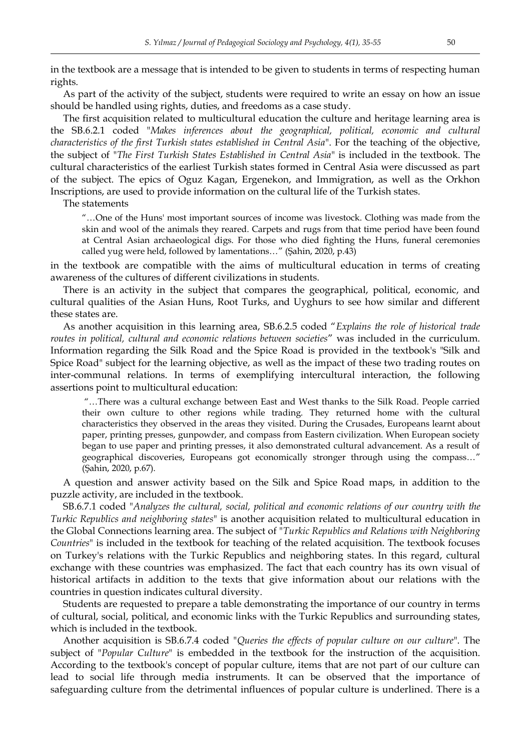in the textbook are a message that is intended to be given to students in terms of respecting human rights.

As part of the activity of the subject, students were required to write an essay on how an issue should be handled using rights, duties, and freedoms as a case study.

The first acquisition related to multicultural education the culture and heritage learning area is the SB.6.2.1 coded "*Makes inferences about the geographical, political, economic and cultural characteristics of the first Turkish states established in Central Asia*". For the teaching of the objective, the subject of "*The First Turkish States Established in Central Asia*" is included in the textbook. The cultural characteristics of the earliest Turkish states formed in Central Asia were discussed as part of the subject. The epics of Oguz Kagan, Ergenekon, and Immigration, as well as the Orkhon Inscriptions, are used to provide information on the cultural life of the Turkish states.

The statements

> "…One of the Huns' most important sources of income was livestock. Clothing was made from the skin and wool of the animals they reared. Carpets and rugs from that time period have been found at Central Asian archaeological digs. For those who died fighting the Huns, funeral ceremonies called yug were held, followed by lamentations…" (Şahin, 2020, p.43)

in the textbook are compatible with the aims of multicultural education in terms of creating awareness of the cultures of different civilizations in students.

There is an activity in the subject that compares the geographical, political, economic, and cultural qualities of the Asian Huns, Root Turks, and Uyghurs to see how similar and different these states are.

As another acquisition in this learning area, SB.6.2.5 coded "*Explains the role of historical trade routes in political, cultural and economic relations between societies*" was included in the curriculum. Information regarding the Silk Road and the Spice Road is provided in the textbook's "Silk and Spice Road" subject for the learning objective, as well as the impact of these two trading routes on inter-communal relations. In terms of exemplifying intercultural interaction, the following assertions point to multicultural education:

> "…There was a cultural exchange between East and West thanks to the Silk Road. People carried their own culture to other regions while trading. They returned home with the cultural characteristics they observed in the areas they visited. During the Crusades, Europeans learnt about paper, printing presses, gunpowder, and compass from Eastern civilization. When European society began to use paper and printing presses, it also demonstrated cultural advancement. As a result of geographical discoveries, Europeans got economically stronger through using the compass…" (Şahin, 2020, p.67).

A question and answer activity based on the Silk and Spice Road maps, in addition to the puzzle activity, are included in the textbook.

SB.6.7.1 coded "*Analyzes the cultural, social, political and economic relations of our country with the Turkic Republics and neighboring states*" is another acquisition related to multicultural education in the Global Connections learning area. The subject of "*Turkic Republics and Relations with Neighboring Countries*" is included in the textbook for teaching of the related acquisition. The textbook focuses on Turkey's relations with the Turkic Republics and neighboring states. In this regard, cultural exchange with these countries was emphasized. The fact that each country has its own visual of historical artifacts in addition to the texts that give information about our relations with the countries in question indicates cultural diversity.

Students are requested to prepare a table demonstrating the importance of our country in terms of cultural, social, political, and economic links with the Turkic Republics and surrounding states, which is included in the textbook.

Another acquisition is SB.6.7.4 coded "*Queries the effects of popular culture on our culture*". The subject of "*Popular Culture*" is embedded in the textbook for the instruction of the acquisition. According to the textbook's concept of popular culture, items that are not part of our culture can lead to social life through media instruments. It can be observed that the importance of safeguarding culture from the detrimental influences of popular culture is underlined. There is a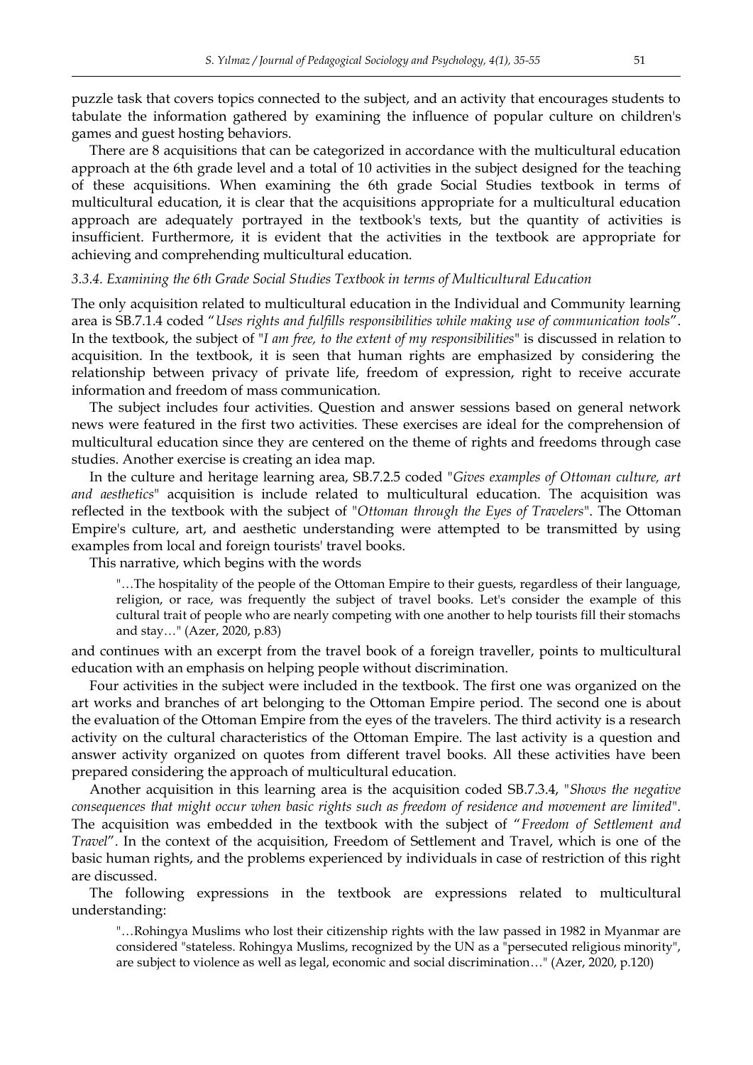puzzle task that covers topics connected to the subject, and an activity that encourages students to tabulate the information gathered by examining the influence of popular culture on children's games and guest hosting behaviors.

There are 8 acquisitions that can be categorized in accordance with the multicultural education approach at the 6th grade level and a total of 10 activities in the subject designed for the teaching of these acquisitions. When examining the 6th grade Social Studies textbook in terms of multicultural education, it is clear that the acquisitions appropriate for a multicultural education approach are adequately portrayed in the textbook's texts, but the quantity of activities is insufficient. Furthermore, it is evident that the activities in the textbook are appropriate for achieving and comprehending multicultural education.

#### *3.3.4. Examining the 6th Grade Social Studies Textbook in terms of Multicultural Education*

The only acquisition related to multicultural education in the Individual and Community learning area is SB.7.1.4 coded "*Uses rights and fulfills responsibilities while making use of communication tools*". In the textbook, the subject of "*I am free, to the extent of my responsibilities*" is discussed in relation to acquisition. In the textbook, it is seen that human rights are emphasized by considering the relationship between privacy of private life, freedom of expression, right to receive accurate information and freedom of mass communication.

The subject includes four activities. Question and answer sessions based on general network news were featured in the first two activities. These exercises are ideal for the comprehension of multicultural education since they are centered on the theme of rights and freedoms through case studies. Another exercise is creating an idea map.

In the culture and heritage learning area, SB.7.2.5 coded "*Gives examples of Ottoman culture, art and aesthetics*" acquisition is include related to multicultural education. The acquisition was reflected in the textbook with the subject of "*Ottoman through the Eyes of Travelers*". The Ottoman Empire's culture, art, and aesthetic understanding were attempted to be transmitted by using examples from local and foreign tourists' travel books.

This narrative, which begins with the words

> "…The hospitality of the people of the Ottoman Empire to their guests, regardless of their language, religion, or race, was frequently the subject of travel books. Let's consider the example of this cultural trait of people who are nearly competing with one another to help tourists fill their stomachs and stay…" (Azer, 2020, p.83)

and continues with an excerpt from the travel book of a foreign traveller, points to multicultural education with an emphasis on helping people without discrimination.

Four activities in the subject were included in the textbook. The first one was organized on the art works and branches of art belonging to the Ottoman Empire period. The second one is about the evaluation of the Ottoman Empire from the eyes of the travelers. The third activity is a research activity on the cultural characteristics of the Ottoman Empire. The last activity is a question and answer activity organized on quotes from different travel books. All these activities have been prepared considering the approach of multicultural education.

Another acquisition in this learning area is the acquisition coded SB.7.3.4, "*Shows the negative consequences that might occur when basic rights such as freedom of residence and movement are limited*". The acquisition was embedded in the textbook with the subject of "*Freedom of Settlement and Travel*". In the context of the acquisition, Freedom of Settlement and Travel, which is one of the basic human rights, and the problems experienced by individuals in case of restriction of this right are discussed.

The following expressions in the textbook are expressions related to multicultural understanding:

> "…Rohingya Muslims who lost their citizenship rights with the law passed in 1982 in Myanmar are considered "stateless. Rohingya Muslims, recognized by the UN as a "persecuted religious minority", are subject to violence as well as legal, economic and social discrimination…" (Azer, 2020, p.120)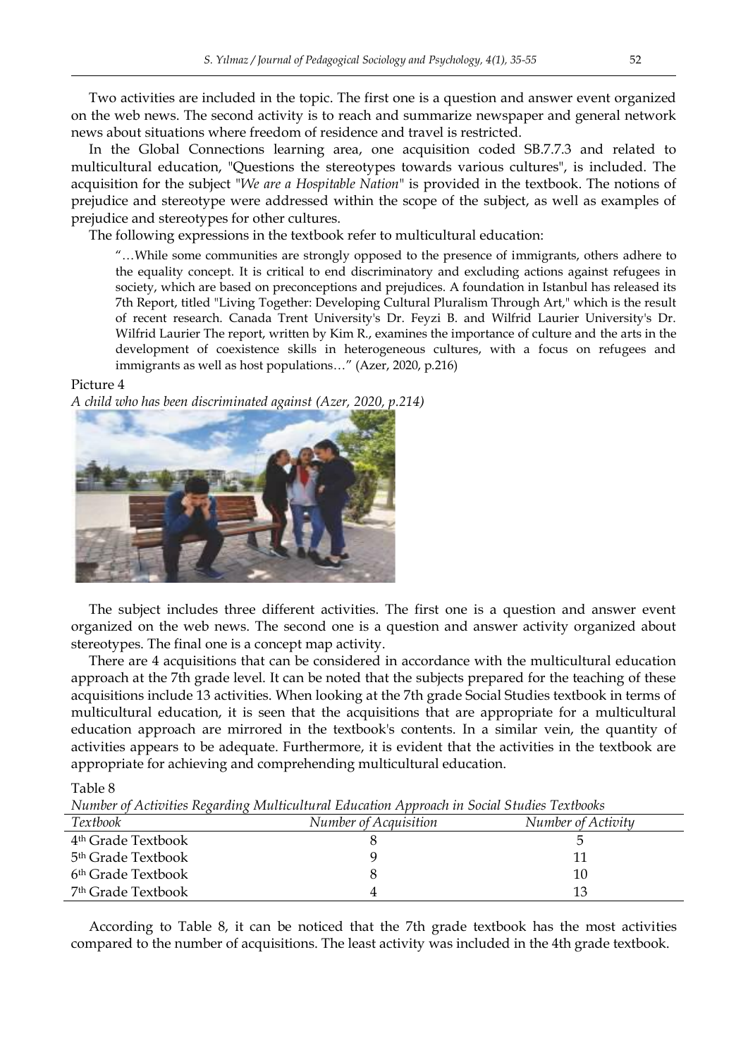Two activities are included in the topic. The first one is a question and answer event organized on the web news. The second activity is to reach and summarize newspaper and general network news about situations where freedom of residence and travel is restricted.

In the Global Connections learning area, one acquisition coded SB.7.7.3 and related to multicultural education, "Questions the stereotypes towards various cultures", is included. The acquisition for the subject "*We are a Hospitable Nation*" is provided in the textbook. The notions of prejudice and stereotype were addressed within the scope of the subject, as well as examples of prejudice and stereotypes for other cultures.

The following expressions in the textbook refer to multicultural education:

> "…While some communities are strongly opposed to the presence of immigrants, others adhere to the equality concept. It is critical to end discriminatory and excluding actions against refugees in society, which are based on preconceptions and prejudices. A foundation in Istanbul has released its 7th Report, titled "Living Together: Developing Cultural Pluralism Through Art," which is the result of recent research. Canada Trent University's Dr. Feyzi B. and Wilfrid Laurier University's Dr. Wilfrid Laurier The report, written by Kim R., examines the importance of culture and the arts in the development of coexistence skills in heterogeneous cultures, with a focus on refugees and immigrants as well as host populations…" (Azer, 2020, p.216)

Picture 4

*A child who has been discriminated against (Azer, 2020, p.214)*

The subject includes three different activities. The first one is a question and answer event organized on the web news. The second one is a question and answer activity organized about stereotypes. The final one is a concept map activity.

There are 4 acquisitions that can be considered in accordance with the multicultural education approach at the 7th grade level. It can be noted that the subjects prepared for the teaching of these acquisitions include 13 activities. When looking at the 7th grade Social Studies textbook in terms of multicultural education, it is seen that the acquisitions that are appropriate for a multicultural education approach are mirrored in the textbook's contents. In a similar vein, the quantity of activities appears to be adequate. Furthermore, it is evident that the activities in the textbook are appropriate for achieving and comprehending multicultural education.

Table 8

*Number of Activities Regarding Multicultural Education Approach in Social Studies Textbooks*

| *Textbook* | *Number of Acquisition* | *Number of Activity* |
|---|---|---|
| 4th Grade Textbook | 8 | 5 |
| 5th Grade Textbook | 9 | 11 |
| 6th Grade Textbook | 8 | 10 |
| 7th Grade Textbook | 4 | 13 |

According to Table 8, it can be noticed that the 7th grade textbook has the most activities compared to the number of acquisitions. The least activity was included in the 4th grade textbook.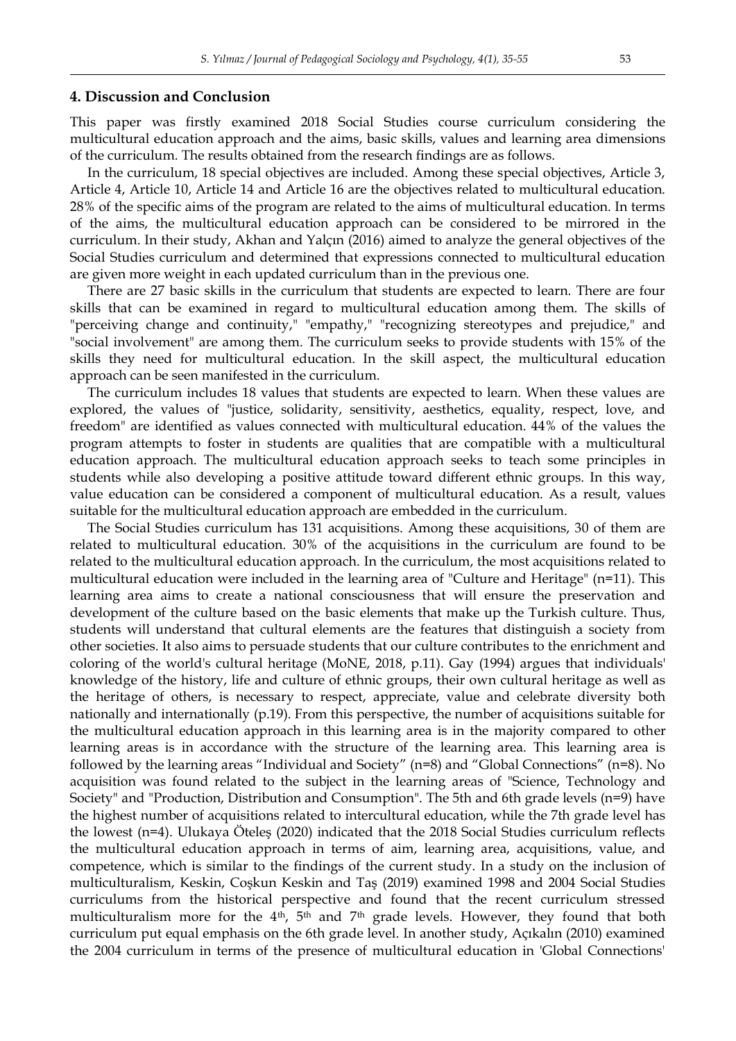## 4. Discussion and Conclusion

This paper was firstly examined 2018 Social Studies course curriculum considering the multicultural education approach and the aims, basic skills, values and learning area dimensions of the curriculum. The results obtained from the research findings are as follows.

In the curriculum, 18 special objectives are included. Among these special objectives, Article 3, Article 4, Article 10, Article 14 and Article 16 are the objectives related to multicultural education. 28% of the specific aims of the program are related to the aims of multicultural education. In terms of the aims, the multicultural education approach can be considered to be mirrored in the curriculum. In their study, Akhan and Yalçın (2016) aimed to analyze the general objectives of the Social Studies curriculum and determined that expressions connected to multicultural education are given more weight in each updated curriculum than in the previous one.

There are 27 basic skills in the curriculum that students are expected to learn. There are four skills that can be examined in regard to multicultural education among them. The skills of "perceiving change and continuity," "empathy," "recognizing stereotypes and prejudice," and "social involvement" are among them. The curriculum seeks to provide students with 15% of the skills they need for multicultural education. In the skill aspect, the multicultural education approach can be seen manifested in the curriculum.

The curriculum includes 18 values that students are expected to learn. When these values are explored, the values of "justice, solidarity, sensitivity, aesthetics, equality, respect, love, and freedom" are identified as values connected with multicultural education. 44% of the values the program attempts to foster in students are qualities that are compatible with a multicultural education approach. The multicultural education approach seeks to teach some principles in students while also developing a positive attitude toward different ethnic groups. In this way, value education can be considered a component of multicultural education. As a result, values suitable for the multicultural education approach are embedded in the curriculum.

The Social Studies curriculum has 131 acquisitions. Among these acquisitions, 30 of them are related to multicultural education. 30% of the acquisitions in the curriculum are found to be related to the multicultural education approach. In the curriculum, the most acquisitions related to multicultural education were included in the learning area of "Culture and Heritage" (n=11). This learning area aims to create a national consciousness that will ensure the preservation and development of the culture based on the basic elements that make up the Turkish culture. Thus, students will understand that cultural elements are the features that distinguish a society from other societies. It also aims to persuade students that our culture contributes to the enrichment and coloring of the world's cultural heritage (MoNE, 2018, p.11). Gay (1994) argues that individuals' knowledge of the history, life and culture of ethnic groups, their own cultural heritage as well as the heritage of others, is necessary to respect, appreciate, value and celebrate diversity both nationally and internationally (p.19). From this perspective, the number of acquisitions suitable for the multicultural education approach in this learning area is in the majority compared to other learning areas is in accordance with the structure of the learning area. This learning area is followed by the learning areas "Individual and Society" (n=8) and "Global Connections" (n=8). No acquisition was found related to the subject in the learning areas of "Science, Technology and Society" and "Production, Distribution and Consumption". The 5th and 6th grade levels (n=9) have the highest number of acquisitions related to intercultural education, while the 7th grade level has the lowest (n=4). Ulukaya Öteleş (2020) indicated that the 2018 Social Studies curriculum reflects the multicultural education approach in terms of aim, learning area, acquisitions, value, and competence, which is similar to the findings of the current study. In a study on the inclusion of multiculturalism, Keskin, Coşkun Keskin and Taş (2019) examined 1998 and 2004 Social Studies curriculums from the historical perspective and found that the recent curriculum stressed multiculturalism more for the 4th, 5th and 7th grade levels. However, they found that both curriculum put equal emphasis on the 6th grade level. In another study, Açıkalın (2010) examined the 2004 curriculum in terms of the presence of multicultural education in 'Global Connections'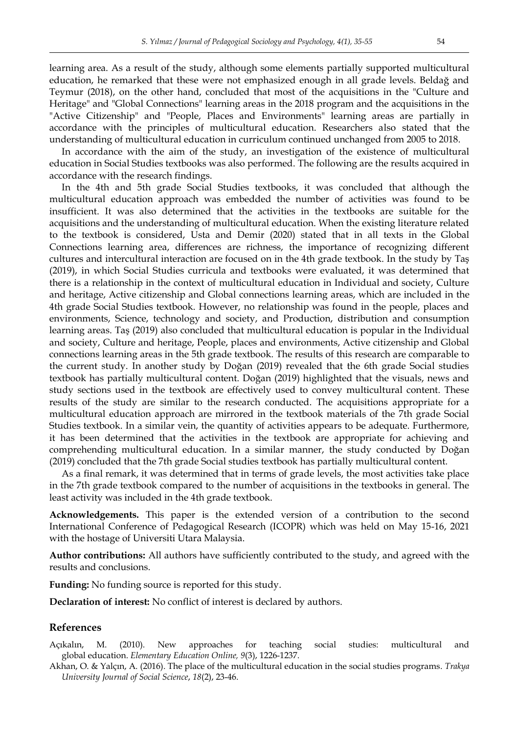learning area. As a result of the study, although some elements partially supported multicultural education, he remarked that these were not emphasized enough in all grade levels. Beldağ and Teymur (2018), on the other hand, concluded that most of the acquisitions in the "Culture and Heritage" and "Global Connections" learning areas in the 2018 program and the acquisitions in the "Active Citizenship" and "People, Places and Environments" learning areas are partially in accordance with the principles of multicultural education. Researchers also stated that the understanding of multicultural education in curriculum continued unchanged from 2005 to 2018.

In accordance with the aim of the study, an investigation of the existence of multicultural education in Social Studies textbooks was also performed. The following are the results acquired in accordance with the research findings.

In the 4th and 5th grade Social Studies textbooks, it was concluded that although the multicultural education approach was embedded the number of activities was found to be insufficient. It was also determined that the activities in the textbooks are suitable for the acquisitions and the understanding of multicultural education. When the existing literature related to the textbook is considered, Usta and Demir (2020) stated that in all texts in the Global Connections learning area, differences are richness, the importance of recognizing different cultures and intercultural interaction are focused on in the 4th grade textbook. In the study by Taş (2019), in which Social Studies curricula and textbooks were evaluated, it was determined that there is a relationship in the context of multicultural education in Individual and society, Culture and heritage, Active citizenship and Global connections learning areas, which are included in the 4th grade Social Studies textbook. However, no relationship was found in the people, places and environments, Science, technology and society, and Production, distribution and consumption learning areas. Taş (2019) also concluded that multicultural education is popular in the Individual and society, Culture and heritage, People, places and environments, Active citizenship and Global connections learning areas in the 5th grade textbook. The results of this research are comparable to the current study. In another study by Doğan (2019) revealed that the 6th grade Social studies textbook has partially multicultural content. Doğan (2019) highlighted that the visuals, news and study sections used in the textbook are effectively used to convey multicultural content. These results of the study are similar to the research conducted. The acquisitions appropriate for a multicultural education approach are mirrored in the textbook materials of the 7th grade Social Studies textbook. In a similar vein, the quantity of activities appears to be adequate. Furthermore, it has been determined that the activities in the textbook are appropriate for achieving and comprehending multicultural education. In a similar manner, the study conducted by Doğan (2019) concluded that the 7th grade Social studies textbook has partially multicultural content.

As a final remark, it was determined that in terms of grade levels, the most activities take place in the 7th grade textbook compared to the number of acquisitions in the textbooks in general. The least activity was included in the 4th grade textbook.

**Acknowledgements.** This paper is the extended version of a contribution to the second International Conference of Pedagogical Research (ICOPR) which was held on May 15-16, 2021 with the hostage of Universiti Utara Malaysia.

**Author contributions:** All authors have sufficiently contributed to the study, and agreed with the results and conclusions.

**Funding:** No funding source is reported for this study.

**Declaration of interest:** No conflict of interest is declared by authors.

## References

Açıkalın, M. (2010). New approaches for teaching social studies: multicultural and global education. *Elementary Education Online, 9*(3), 1226-1237.

Akhan, O. & Yalçın, A. (2016). The place of the multicultural education in the social studies programs. *Trakya University Journal of Social Science*, *18*(2), 23-46.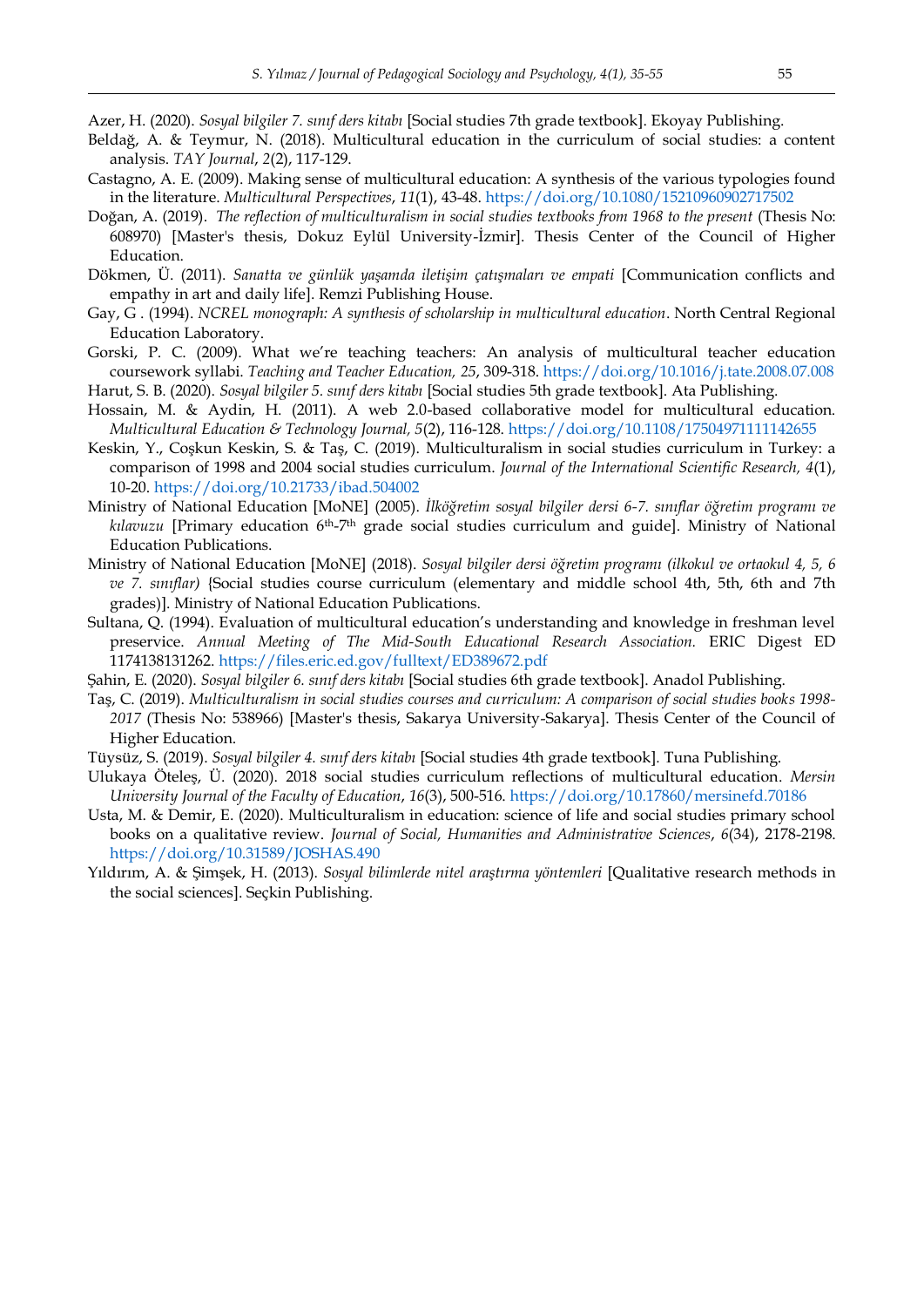Azer, H. (2020). *Sosyal bilgiler 7. sınıf ders kitabı* [Social studies 7th grade textbook]. Ekoyay Publishing.

Beldağ, A. & Teymur, N. (2018). Multicultural education in the curriculum of social studies: a content analysis. *TAY Journal*, *2*(2), 117-129.

Castagno, A. E. (2009). Making sense of multicultural education: A synthesis of the various typologies found in the literature. *Multicultural Perspectives*, *11*(1), 43-48. https://doi.org/10.1080/15210960902717502

Doğan, A. (2019). *The reflection of multiculturalism in social studies textbooks from 1968 to the present* (Thesis No: 608970) [Master's thesis, Dokuz Eylül University-İzmir]. Thesis Center of the Council of Higher Education.

Dökmen, Ü. (2011). *Sanatta ve günlük yaşamda iletişim çatışmaları ve empati* [Communication conflicts and empathy in art and daily life]. Remzi Publishing House.

Gay, G . (1994). *NCREL monograph: A synthesis of scholarship in multicultural education*. North Central Regional Education Laboratory.

Gorski, P. C. (2009). What we're teaching teachers: An analysis of multicultural teacher education coursework syllabi. *Teaching and Teacher Education, 25*, 309-318. https://doi.org/10.1016/j.tate.2008.07.008

Harut, S. B. (2020). *Sosyal bilgiler 5. sınıf ders kitabı* [Social studies 5th grade textbook]. Ata Publishing.

Hossain, M. & Aydin, H. (2011). A web 2.0-based collaborative model for multicultural education. *Multicultural Education & Technology Journal, 5*(2), 116-128. https://doi.org/10.1108/17504971111142655

Keskin, Y., Coşkun Keskin, S. & Taş, C. (2019). Multiculturalism in social studies curriculum in Turkey: a comparison of 1998 and 2004 social studies curriculum. *Journal of the International Scientific Research, 4*(1), 10-20. https://doi.org/10.21733/ibad.504002

Ministry of National Education [MoNE] (2005). *İlköğretim sosyal bilgiler dersi 6-7. sınıflar öğretim programı ve kılavuzu* [Primary education 6th-7th grade social studies curriculum and guide]. Ministry of National Education Publications.

Ministry of National Education [MoNE] (2018). *Sosyal bilgiler dersi öğretim programı (ilkokul ve ortaokul 4, 5, 6 ve 7. sınıflar)* {Social studies course curriculum (elementary and middle school 4th, 5th, 6th and 7th grades)]. Ministry of National Education Publications.

Sultana, Q. (1994). Evaluation of multicultural education's understanding and knowledge in freshman level preservice. *Annual Meeting of The Mid-South Educational Research Association.* ERIC Digest ED 1174138131262. https://files.eric.ed.gov/fulltext/ED389672.pdf

Şahin, E. (2020). *Sosyal bilgiler 6. sınıf ders kitabı* [Social studies 6th grade textbook]. Anadol Publishing.

Taş, C. (2019). *Multiculturalism in social studies courses and curriculum: A comparison of social studies books 1998-2017* (Thesis No: 538966) [Master's thesis, Sakarya University-Sakarya]. Thesis Center of the Council of Higher Education.

Tüysüz, S. (2019). *Sosyal bilgiler 4. sınıf ders kitabı* [Social studies 4th grade textbook]. Tuna Publishing.

Ulukaya Öteleş, Ü. (2020). 2018 social studies curriculum reflections of multicultural education. *Mersin University Journal of the Faculty of Education*, *16*(3), 500-516. https://doi.org/10.17860/mersinefd.70186

Usta, M. & Demir, E. (2020). Multiculturalism in education: science of life and social studies primary school books on a qualitative review. *Journal of Social, Humanities and Administrative Sciences*, *6*(34), 2178-2198. https://doi.org/10.31589/JOSHAS.490

Yıldırım, A. & Şimşek, H. (2013). *Sosyal bilimlerde nitel araştırma yöntemleri* [Qualitative research methods in the social sciences]. Seçkin Publishing.